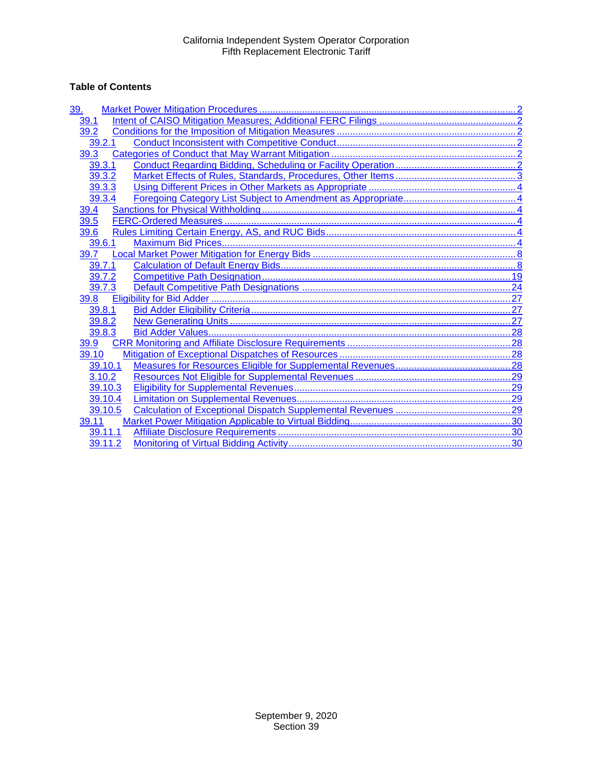California Independent System Operator Corporation
Fifth Replacement Electronic Tariff

**Table of Contents**

- 39. Market Power Mitigation Procedures ........ 2
  - 39.1 Intent of CAISO Mitigation Measures; Additional FERC Filings ........ 2
  - 39.2 Conditions for the Imposition of Mitigation Measures ........ 2
    - 39.2.1 Conduct Inconsistent with Competitive Conduct ........ 2
  - 39.3 Categories of Conduct that May Warrant Mitigation ........ 2
    - 39.3.1 Conduct Regarding Bidding, Scheduling or Facility Operation ........ 2
    - 39.3.2 Market Effects of Rules, Standards, Procedures, Other Items ........ 3
    - 39.3.3 Using Different Prices in Other Markets as Appropriate ........ 4
    - 39.3.4 Foregoing Category List Subject to Amendment as Appropriate ........ 4
  - 39.4 Sanctions for Physical Withholding ........ 4
  - 39.5 FERC-Ordered Measures ........ 4
  - 39.6 Rules Limiting Certain Energy, AS, and RUC Bids ........ 4
    - 39.6.1 Maximum Bid Prices ........ 4
  - 39.7 Local Market Power Mitigation for Energy Bids ........ 8
    - 39.7.1 Calculation of Default Energy Bids ........ 8
    - 39.7.2 Competitive Path Designation ........ 19
    - 39.7.3 Default Competitive Path Designations ........ 24
  - 39.8 Eligibility for Bid Adder ........ 27
    - 39.8.1 Bid Adder Eligibility Criteria ........ 27
    - 39.8.2 New Generating Units ........ 27
    - 39.8.3 Bid Adder Values ........ 28
  - 39.9 CRR Monitoring and Affiliate Disclosure Requirements ........ 28
  - 39.10 Mitigation of Exceptional Dispatches of Resources ........ 28
    - 39.10.1 Measures for Resources Eligible for Supplemental Revenues ........ 28
    - 3.10.2 Resources Not Eligible for Supplemental Revenues ........ 29
    - 39.10.3 Eligibility for Supplemental Revenues ........ 29
    - 39.10.4 Limitation on Supplemental Revenues ........ 29
    - 39.10.5 Calculation of Exceptional Dispatch Supplemental Revenues ........ 29
  - 39.11 Market Power Mitigation Applicable to Virtual Bidding ........ 30
    - 39.11.1 Affiliate Disclosure Requirements ........ 30
    - 39.11.2 Monitoring of Virtual Bidding Activity ........ 30

September 9, 2020
Section 39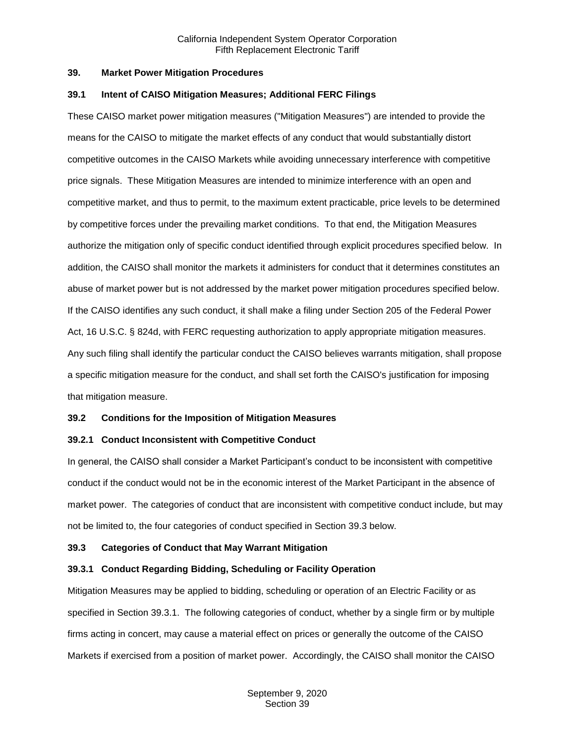## 39. Market Power Mitigation Procedures

### 39.1 Intent of CAISO Mitigation Measures; Additional FERC Filings

These CAISO market power mitigation measures ("Mitigation Measures") are intended to provide the means for the CAISO to mitigate the market effects of any conduct that would substantially distort competitive outcomes in the CAISO Markets while avoiding unnecessary interference with competitive price signals. These Mitigation Measures are intended to minimize interference with an open and competitive market, and thus to permit, to the maximum extent practicable, price levels to be determined by competitive forces under the prevailing market conditions. To that end, the Mitigation Measures authorize the mitigation only of specific conduct identified through explicit procedures specified below. In addition, the CAISO shall monitor the markets it administers for conduct that it determines constitutes an abuse of market power but is not addressed by the market power mitigation procedures specified below. If the CAISO identifies any such conduct, it shall make a filing under Section 205 of the Federal Power Act, 16 U.S.C. § 824d, with FERC requesting authorization to apply appropriate mitigation measures. Any such filing shall identify the particular conduct the CAISO believes warrants mitigation, shall propose a specific mitigation measure for the conduct, and shall set forth the CAISO's justification for imposing that mitigation measure.

### 39.2 Conditions for the Imposition of Mitigation Measures

#### 39.2.1 Conduct Inconsistent with Competitive Conduct

In general, the CAISO shall consider a Market Participant's conduct to be inconsistent with competitive conduct if the conduct would not be in the economic interest of the Market Participant in the absence of market power. The categories of conduct that are inconsistent with competitive conduct include, but may not be limited to, the four categories of conduct specified in Section 39.3 below.

### 39.3 Categories of Conduct that May Warrant Mitigation

#### 39.3.1 Conduct Regarding Bidding, Scheduling or Facility Operation

Mitigation Measures may be applied to bidding, scheduling or operation of an Electric Facility or as specified in Section 39.3.1. The following categories of conduct, whether by a single firm or by multiple firms acting in concert, may cause a material effect on prices or generally the outcome of the CAISO Markets if exercised from a position of market power. Accordingly, the CAISO shall monitor the CAISO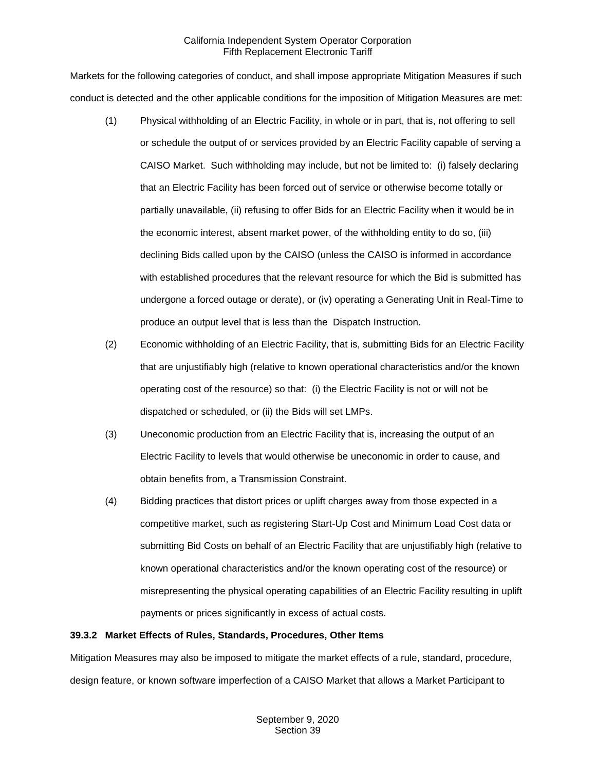Markets for the following categories of conduct, and shall impose appropriate Mitigation Measures if such conduct is detected and the other applicable conditions for the imposition of Mitigation Measures are met:

(1) Physical withholding of an Electric Facility, in whole or in part, that is, not offering to sell or schedule the output of or services provided by an Electric Facility capable of serving a CAISO Market. Such withholding may include, but not be limited to: (i) falsely declaring that an Electric Facility has been forced out of service or otherwise become totally or partially unavailable, (ii) refusing to offer Bids for an Electric Facility when it would be in the economic interest, absent market power, of the withholding entity to do so, (iii) declining Bids called upon by the CAISO (unless the CAISO is informed in accordance with established procedures that the relevant resource for which the Bid is submitted has undergone a forced outage or derate), or (iv) operating a Generating Unit in Real-Time to produce an output level that is less than the Dispatch Instruction.

(2) Economic withholding of an Electric Facility, that is, submitting Bids for an Electric Facility that are unjustifiably high (relative to known operational characteristics and/or the known operating cost of the resource) so that: (i) the Electric Facility is not or will not be dispatched or scheduled, or (ii) the Bids will set LMPs.

(3) Uneconomic production from an Electric Facility that is, increasing the output of an Electric Facility to levels that would otherwise be uneconomic in order to cause, and obtain benefits from, a Transmission Constraint.

(4) Bidding practices that distort prices or uplift charges away from those expected in a competitive market, such as registering Start-Up Cost and Minimum Load Cost data or submitting Bid Costs on behalf of an Electric Facility that are unjustifiably high (relative to known operational characteristics and/or the known operating cost of the resource) or misrepresenting the physical operating capabilities of an Electric Facility resulting in uplift payments or prices significantly in excess of actual costs.

**39.3.2 Market Effects of Rules, Standards, Procedures, Other Items**

Mitigation Measures may also be imposed to mitigate the market effects of a rule, standard, procedure, design feature, or known software imperfection of a CAISO Market that allows a Market Participant to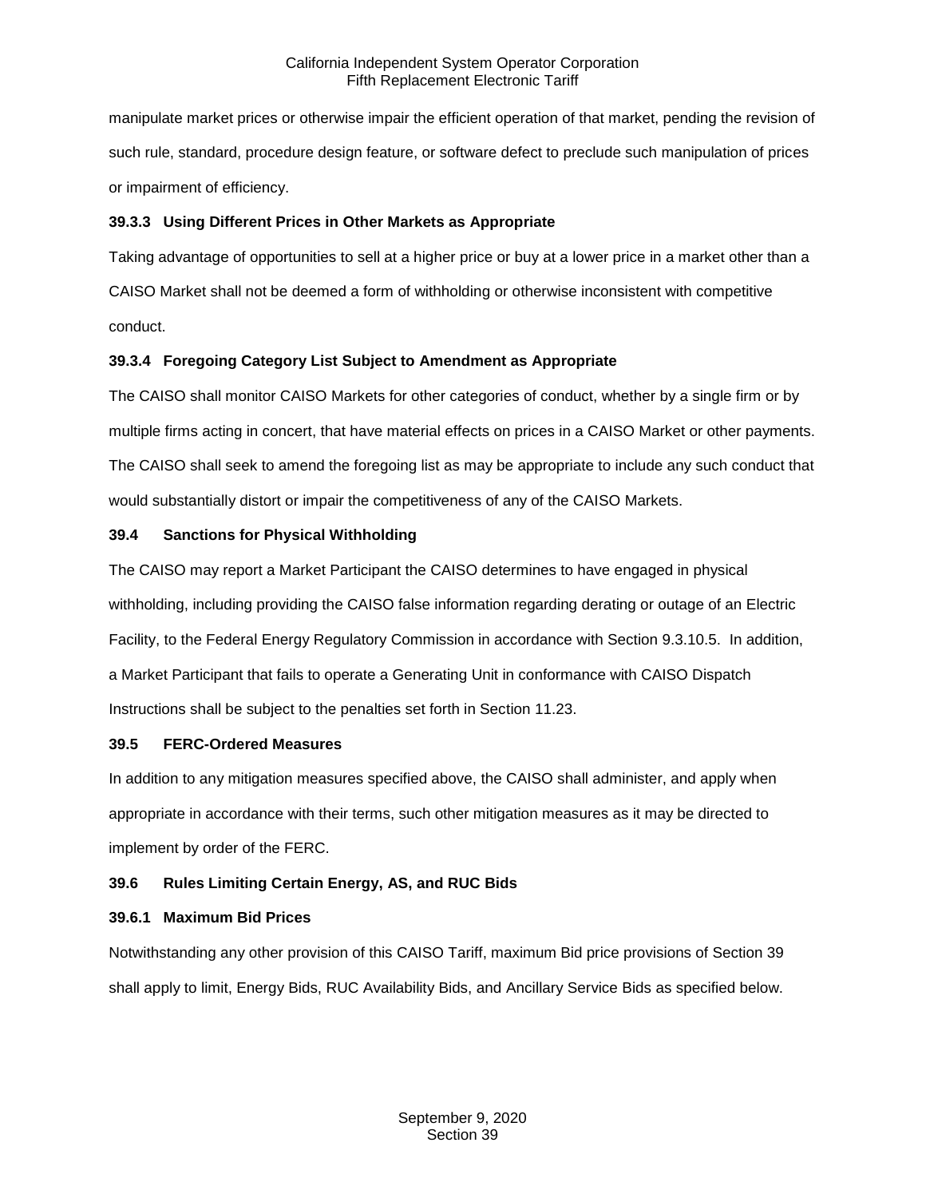manipulate market prices or otherwise impair the efficient operation of that market, pending the revision of such rule, standard, procedure design feature, or software defect to preclude such manipulation of prices or impairment of efficiency.

### 39.3.3 Using Different Prices in Other Markets as Appropriate

Taking advantage of opportunities to sell at a higher price or buy at a lower price in a market other than a CAISO Market shall not be deemed a form of withholding or otherwise inconsistent with competitive conduct.

### 39.3.4 Foregoing Category List Subject to Amendment as Appropriate

The CAISO shall monitor CAISO Markets for other categories of conduct, whether by a single firm or by multiple firms acting in concert, that have material effects on prices in a CAISO Market or other payments. The CAISO shall seek to amend the foregoing list as may be appropriate to include any such conduct that would substantially distort or impair the competitiveness of any of the CAISO Markets.

## 39.4 Sanctions for Physical Withholding

The CAISO may report a Market Participant the CAISO determines to have engaged in physical withholding, including providing the CAISO false information regarding derating or outage of an Electric Facility, to the Federal Energy Regulatory Commission in accordance with Section 9.3.10.5. In addition, a Market Participant that fails to operate a Generating Unit in conformance with CAISO Dispatch Instructions shall be subject to the penalties set forth in Section 11.23.

## 39.5 FERC-Ordered Measures

In addition to any mitigation measures specified above, the CAISO shall administer, and apply when appropriate in accordance with their terms, such other mitigation measures as it may be directed to implement by order of the FERC.

## 39.6 Rules Limiting Certain Energy, AS, and RUC Bids

### 39.6.1 Maximum Bid Prices

Notwithstanding any other provision of this CAISO Tariff, maximum Bid price provisions of Section 39 shall apply to limit, Energy Bids, RUC Availability Bids, and Ancillary Service Bids as specified below.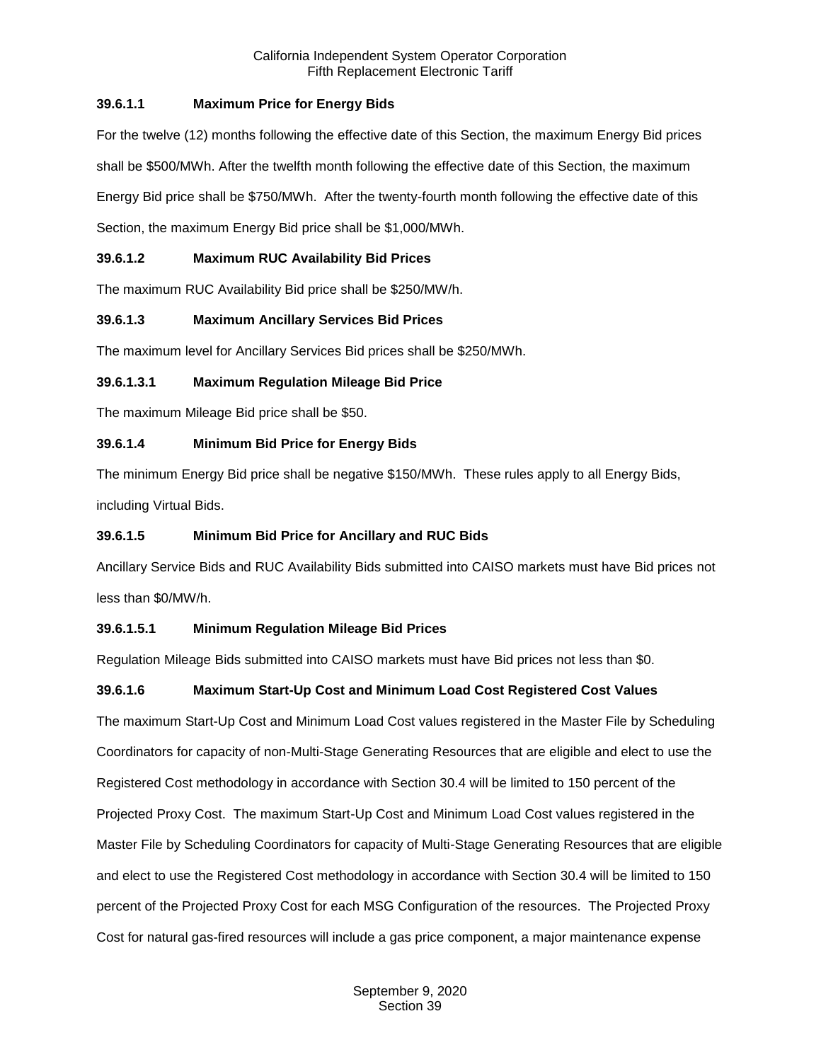### 39.6.1.1 Maximum Price for Energy Bids

For the twelve (12) months following the effective date of this Section, the maximum Energy Bid prices shall be $500/MWh. After the twelfth month following the effective date of this Section, the maximum Energy Bid price shall be $750/MWh. After the twenty-fourth month following the effective date of this Section, the maximum Energy Bid price shall be $1,000/MWh.

### 39.6.1.2 Maximum RUC Availability Bid Prices

The maximum RUC Availability Bid price shall be $250/MW/h.

### 39.6.1.3 Maximum Ancillary Services Bid Prices

The maximum level for Ancillary Services Bid prices shall be $250/MWh.

#### 39.6.1.3.1 Maximum Regulation Mileage Bid Price

The maximum Mileage Bid price shall be $50.

### 39.6.1.4 Minimum Bid Price for Energy Bids

The minimum Energy Bid price shall be negative $150/MWh. These rules apply to all Energy Bids, including Virtual Bids.

### 39.6.1.5 Minimum Bid Price for Ancillary and RUC Bids

Ancillary Service Bids and RUC Availability Bids submitted into CAISO markets must have Bid prices not less than $0/MW/h.

#### 39.6.1.5.1 Minimum Regulation Mileage Bid Prices

Regulation Mileage Bids submitted into CAISO markets must have Bid prices not less than $0.

### 39.6.1.6 Maximum Start-Up Cost and Minimum Load Cost Registered Cost Values

The maximum Start-Up Cost and Minimum Load Cost values registered in the Master File by Scheduling Coordinators for capacity of non-Multi-Stage Generating Resources that are eligible and elect to use the Registered Cost methodology in accordance with Section 30.4 will be limited to 150 percent of the Projected Proxy Cost. The maximum Start-Up Cost and Minimum Load Cost values registered in the Master File by Scheduling Coordinators for capacity of Multi-Stage Generating Resources that are eligible and elect to use the Registered Cost methodology in accordance with Section 30.4 will be limited to 150 percent of the Projected Proxy Cost for each MSG Configuration of the resources. The Projected Proxy Cost for natural gas-fired resources will include a gas price component, a major maintenance expense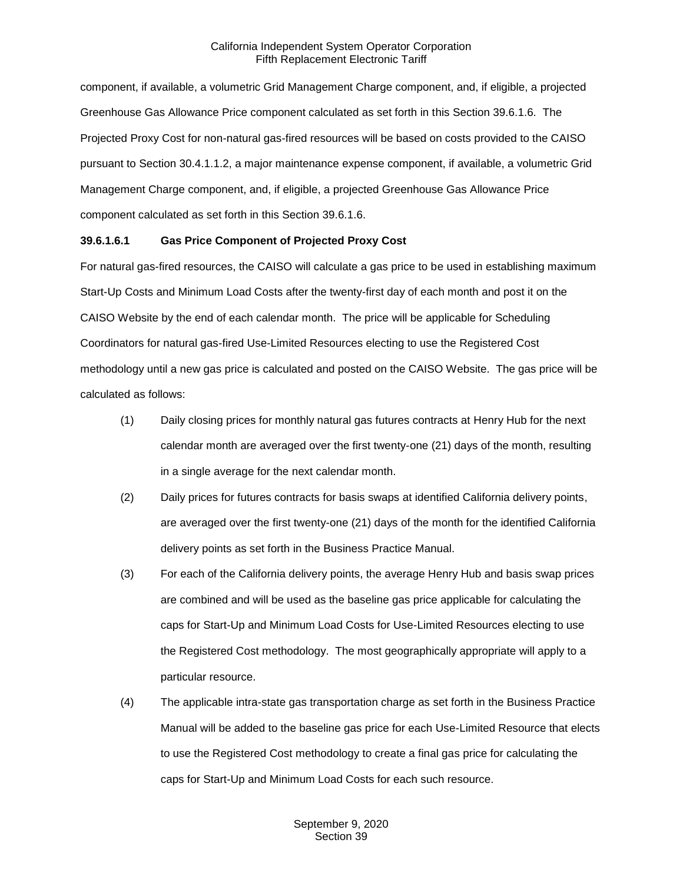component, if available, a volumetric Grid Management Charge component, and, if eligible, a projected Greenhouse Gas Allowance Price component calculated as set forth in this Section 39.6.1.6. The Projected Proxy Cost for non-natural gas-fired resources will be based on costs provided to the CAISO pursuant to Section 30.4.1.1.2, a major maintenance expense component, if available, a volumetric Grid Management Charge component, and, if eligible, a projected Greenhouse Gas Allowance Price component calculated as set forth in this Section 39.6.1.6.

**39.6.1.6.1 Gas Price Component of Projected Proxy Cost**

For natural gas-fired resources, the CAISO will calculate a gas price to be used in establishing maximum Start-Up Costs and Minimum Load Costs after the twenty-first day of each month and post it on the CAISO Website by the end of each calendar month. The price will be applicable for Scheduling Coordinators for natural gas-fired Use-Limited Resources electing to use the Registered Cost methodology until a new gas price is calculated and posted on the CAISO Website. The gas price will be calculated as follows:

(1) Daily closing prices for monthly natural gas futures contracts at Henry Hub for the next calendar month are averaged over the first twenty-one (21) days of the month, resulting in a single average for the next calendar month.

(2) Daily prices for futures contracts for basis swaps at identified California delivery points, are averaged over the first twenty-one (21) days of the month for the identified California delivery points as set forth in the Business Practice Manual.

(3) For each of the California delivery points, the average Henry Hub and basis swap prices are combined and will be used as the baseline gas price applicable for calculating the caps for Start-Up and Minimum Load Costs for Use-Limited Resources electing to use the Registered Cost methodology. The most geographically appropriate will apply to a particular resource.

(4) The applicable intra-state gas transportation charge as set forth in the Business Practice Manual will be added to the baseline gas price for each Use-Limited Resource that elects to use the Registered Cost methodology to create a final gas price for calculating the caps for Start-Up and Minimum Load Costs for each such resource.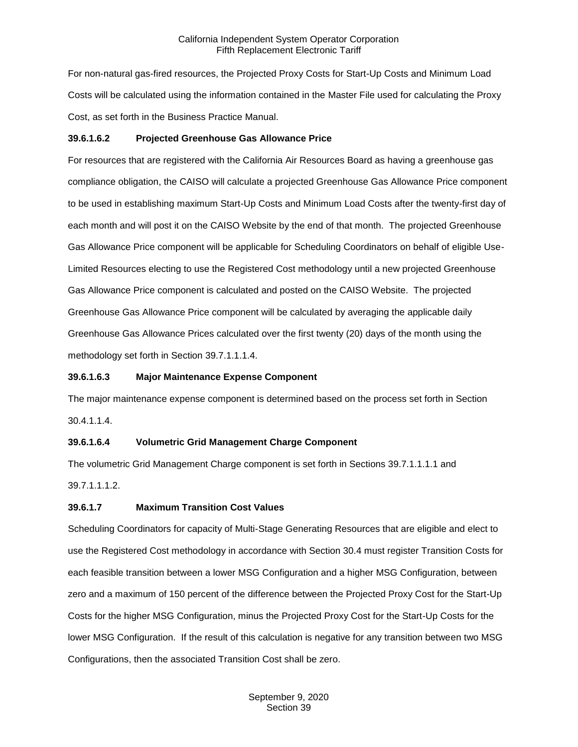For non-natural gas-fired resources, the Projected Proxy Costs for Start-Up Costs and Minimum Load Costs will be calculated using the information contained in the Master File used for calculating the Proxy Cost, as set forth in the Business Practice Manual.

**39.6.1.6.2 Projected Greenhouse Gas Allowance Price**

For resources that are registered with the California Air Resources Board as having a greenhouse gas compliance obligation, the CAISO will calculate a projected Greenhouse Gas Allowance Price component to be used in establishing maximum Start-Up Costs and Minimum Load Costs after the twenty-first day of each month and will post it on the CAISO Website by the end of that month. The projected Greenhouse Gas Allowance Price component will be applicable for Scheduling Coordinators on behalf of eligible Use-Limited Resources electing to use the Registered Cost methodology until a new projected Greenhouse Gas Allowance Price component is calculated and posted on the CAISO Website. The projected Greenhouse Gas Allowance Price component will be calculated by averaging the applicable daily Greenhouse Gas Allowance Prices calculated over the first twenty (20) days of the month using the methodology set forth in Section 39.7.1.1.1.4.

**39.6.1.6.3 Major Maintenance Expense Component**

The major maintenance expense component is determined based on the process set forth in Section 30.4.1.1.4.

**39.6.1.6.4 Volumetric Grid Management Charge Component**

The volumetric Grid Management Charge component is set forth in Sections 39.7.1.1.1.1 and 39.7.1.1.1.2.

**39.6.1.7 Maximum Transition Cost Values**

Scheduling Coordinators for capacity of Multi-Stage Generating Resources that are eligible and elect to use the Registered Cost methodology in accordance with Section 30.4 must register Transition Costs for each feasible transition between a lower MSG Configuration and a higher MSG Configuration, between zero and a maximum of 150 percent of the difference between the Projected Proxy Cost for the Start-Up Costs for the higher MSG Configuration, minus the Projected Proxy Cost for the Start-Up Costs for the lower MSG Configuration. If the result of this calculation is negative for any transition between two MSG Configurations, then the associated Transition Cost shall be zero.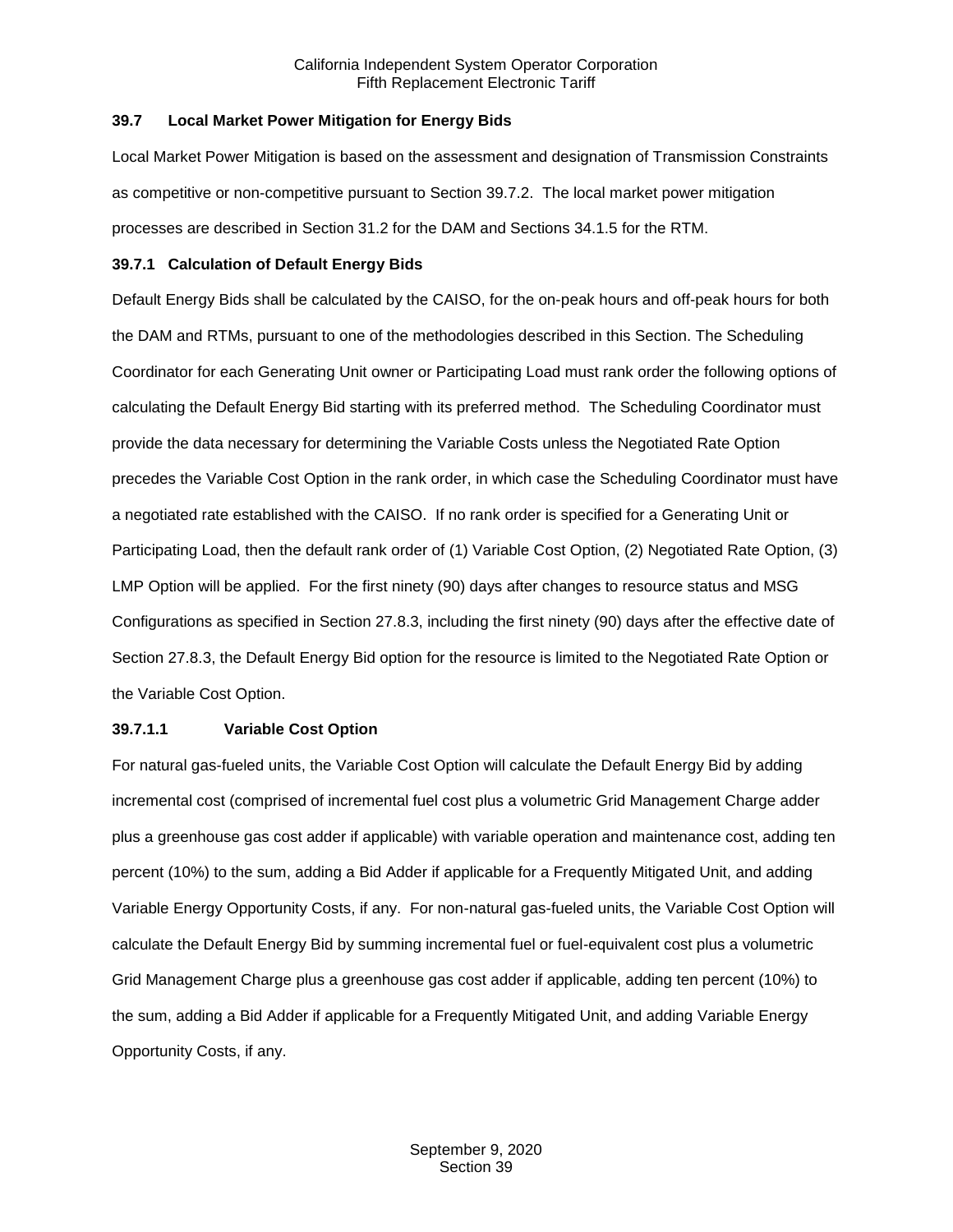### 39.7 Local Market Power Mitigation for Energy Bids

Local Market Power Mitigation is based on the assessment and designation of Transmission Constraints as competitive or non-competitive pursuant to Section 39.7.2. The local market power mitigation processes are described in Section 31.2 for the DAM and Sections 34.1.5 for the RTM.

#### 39.7.1 Calculation of Default Energy Bids

Default Energy Bids shall be calculated by the CAISO, for the on-peak hours and off-peak hours for both the DAM and RTMs, pursuant to one of the methodologies described in this Section. The Scheduling Coordinator for each Generating Unit owner or Participating Load must rank order the following options of calculating the Default Energy Bid starting with its preferred method. The Scheduling Coordinator must provide the data necessary for determining the Variable Costs unless the Negotiated Rate Option precedes the Variable Cost Option in the rank order, in which case the Scheduling Coordinator must have a negotiated rate established with the CAISO. If no rank order is specified for a Generating Unit or Participating Load, then the default rank order of (1) Variable Cost Option, (2) Negotiated Rate Option, (3) LMP Option will be applied. For the first ninety (90) days after changes to resource status and MSG Configurations as specified in Section 27.8.3, including the first ninety (90) days after the effective date of Section 27.8.3, the Default Energy Bid option for the resource is limited to the Negotiated Rate Option or the Variable Cost Option.

##### 39.7.1.1 Variable Cost Option

For natural gas-fueled units, the Variable Cost Option will calculate the Default Energy Bid by adding incremental cost (comprised of incremental fuel cost plus a volumetric Grid Management Charge adder plus a greenhouse gas cost adder if applicable) with variable operation and maintenance cost, adding ten percent (10%) to the sum, adding a Bid Adder if applicable for a Frequently Mitigated Unit, and adding Variable Energy Opportunity Costs, if any. For non-natural gas-fueled units, the Variable Cost Option will calculate the Default Energy Bid by summing incremental fuel or fuel-equivalent cost plus a volumetric Grid Management Charge plus a greenhouse gas cost adder if applicable, adding ten percent (10%) to the sum, adding a Bid Adder if applicable for a Frequently Mitigated Unit, and adding Variable Energy Opportunity Costs, if any.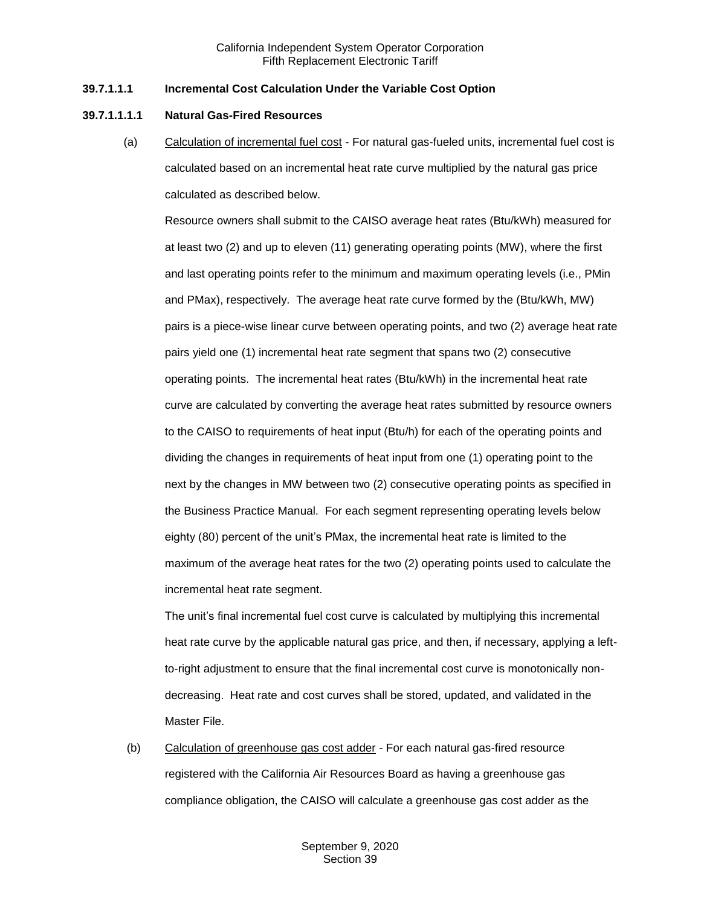**39.7.1.1.1 Incremental Cost Calculation Under the Variable Cost Option**

**39.7.1.1.1.1 Natural Gas-Fired Resources**

(a) Calculation of incremental fuel cost - For natural gas-fueled units, incremental fuel cost is calculated based on an incremental heat rate curve multiplied by the natural gas price calculated as described below.

Resource owners shall submit to the CAISO average heat rates (Btu/kWh) measured for at least two (2) and up to eleven (11) generating operating points (MW), where the first and last operating points refer to the minimum and maximum operating levels (i.e., PMin and PMax), respectively. The average heat rate curve formed by the (Btu/kWh, MW) pairs is a piece-wise linear curve between operating points, and two (2) average heat rate pairs yield one (1) incremental heat rate segment that spans two (2) consecutive operating points. The incremental heat rates (Btu/kWh) in the incremental heat rate curve are calculated by converting the average heat rates submitted by resource owners to the CAISO to requirements of heat input (Btu/h) for each of the operating points and dividing the changes in requirements of heat input from one (1) operating point to the next by the changes in MW between two (2) consecutive operating points as specified in the Business Practice Manual. For each segment representing operating levels below eighty (80) percent of the unit's PMax, the incremental heat rate is limited to the maximum of the average heat rates for the two (2) operating points used to calculate the incremental heat rate segment.

The unit's final incremental fuel cost curve is calculated by multiplying this incremental heat rate curve by the applicable natural gas price, and then, if necessary, applying a left-to-right adjustment to ensure that the final incremental cost curve is monotonically non-decreasing. Heat rate and cost curves shall be stored, updated, and validated in the Master File.

(b) Calculation of greenhouse gas cost adder - For each natural gas-fired resource registered with the California Air Resources Board as having a greenhouse gas compliance obligation, the CAISO will calculate a greenhouse gas cost adder as the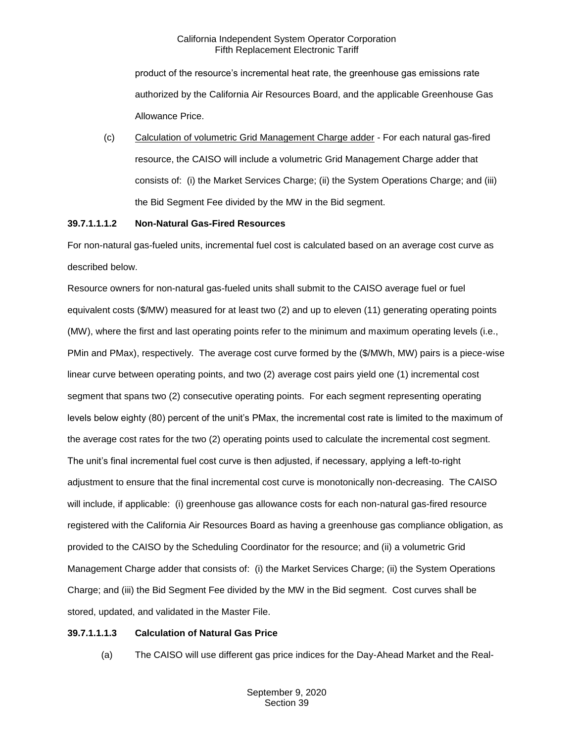product of the resource's incremental heat rate, the greenhouse gas emissions rate authorized by the California Air Resources Board, and the applicable Greenhouse Gas Allowance Price.

(c) Calculation of volumetric Grid Management Charge adder - For each natural gas-fired resource, the CAISO will include a volumetric Grid Management Charge adder that consists of: (i) the Market Services Charge; (ii) the System Operations Charge; and (iii) the Bid Segment Fee divided by the MW in the Bid segment.

**39.7.1.1.1.2 Non-Natural Gas-Fired Resources**

For non-natural gas-fueled units, incremental fuel cost is calculated based on an average cost curve as described below.

Resource owners for non-natural gas-fueled units shall submit to the CAISO average fuel or fuel equivalent costs ($/MW) measured for at least two (2) and up to eleven (11) generating operating points (MW), where the first and last operating points refer to the minimum and maximum operating levels (i.e., PMin and PMax), respectively. The average cost curve formed by the ($/MWh, MW) pairs is a piece-wise linear curve between operating points, and two (2) average cost pairs yield one (1) incremental cost segment that spans two (2) consecutive operating points. For each segment representing operating levels below eighty (80) percent of the unit's PMax, the incremental cost rate is limited to the maximum of the average cost rates for the two (2) operating points used to calculate the incremental cost segment. The unit's final incremental fuel cost curve is then adjusted, if necessary, applying a left-to-right adjustment to ensure that the final incremental cost curve is monotonically non-decreasing. The CAISO will include, if applicable: (i) greenhouse gas allowance costs for each non-natural gas-fired resource registered with the California Air Resources Board as having a greenhouse gas compliance obligation, as provided to the CAISO by the Scheduling Coordinator for the resource; and (ii) a volumetric Grid Management Charge adder that consists of: (i) the Market Services Charge; (ii) the System Operations Charge; and (iii) the Bid Segment Fee divided by the MW in the Bid segment. Cost curves shall be stored, updated, and validated in the Master File.

**39.7.1.1.1.3 Calculation of Natural Gas Price**

(a) The CAISO will use different gas price indices for the Day-Ahead Market and the Real-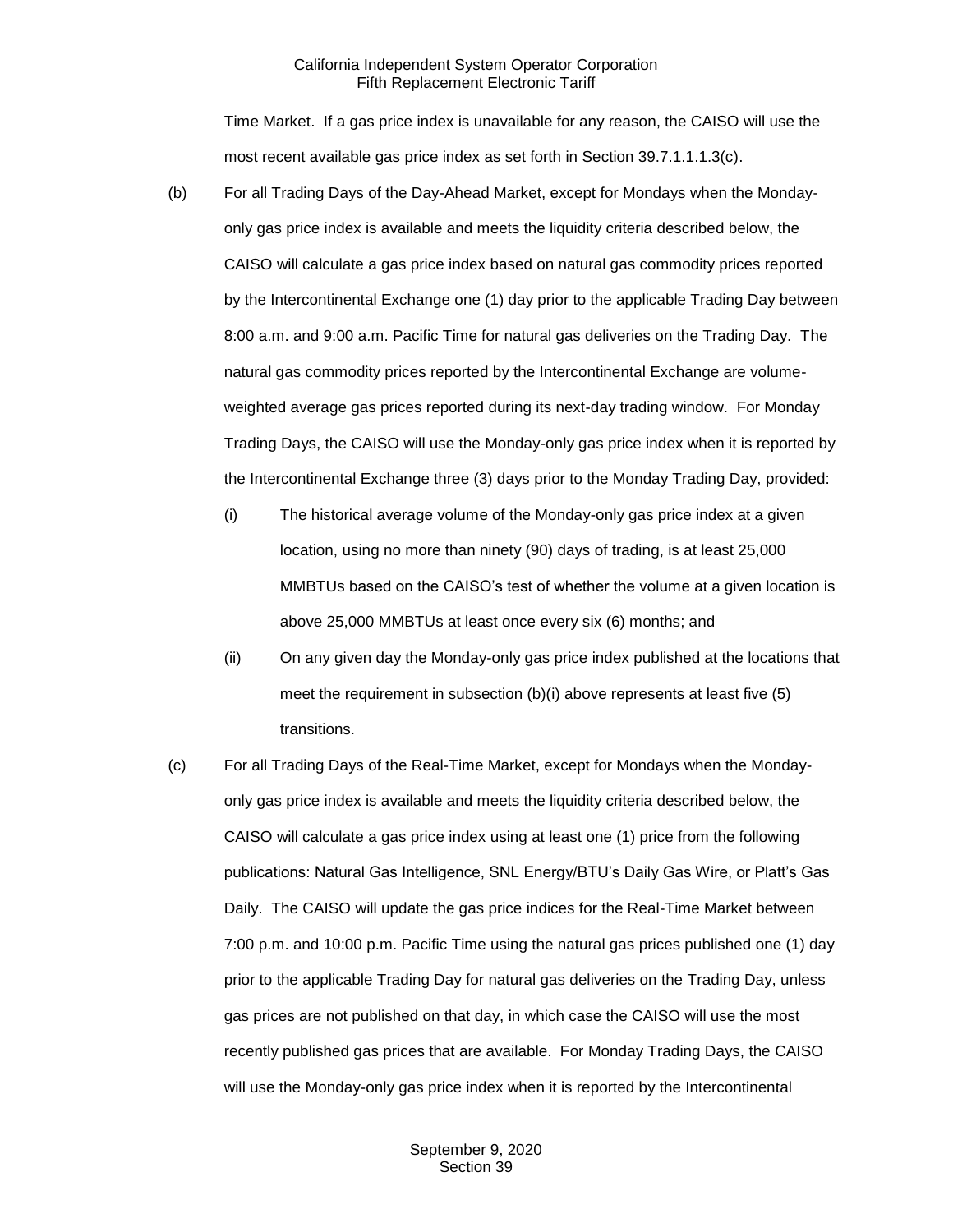Time Market. If a gas price index is unavailable for any reason, the CAISO will use the most recent available gas price index as set forth in Section 39.7.1.1.1.3(c).

(b) For all Trading Days of the Day-Ahead Market, except for Mondays when the Monday-only gas price index is available and meets the liquidity criteria described below, the CAISO will calculate a gas price index based on natural gas commodity prices reported by the Intercontinental Exchange one (1) day prior to the applicable Trading Day between 8:00 a.m. and 9:00 a.m. Pacific Time for natural gas deliveries on the Trading Day. The natural gas commodity prices reported by the Intercontinental Exchange are volume-weighted average gas prices reported during its next-day trading window. For Monday Trading Days, the CAISO will use the Monday-only gas price index when it is reported by the Intercontinental Exchange three (3) days prior to the Monday Trading Day, provided:

(i) The historical average volume of the Monday-only gas price index at a given location, using no more than ninety (90) days of trading, is at least 25,000 MMBTUs based on the CAISO's test of whether the volume at a given location is above 25,000 MMBTUs at least once every six (6) months; and

(ii) On any given day the Monday-only gas price index published at the locations that meet the requirement in subsection (b)(i) above represents at least five (5) transitions.

(c) For all Trading Days of the Real-Time Market, except for Mondays when the Monday-only gas price index is available and meets the liquidity criteria described below, the CAISO will calculate a gas price index using at least one (1) price from the following publications: Natural Gas Intelligence, SNL Energy/BTU's Daily Gas Wire, or Platt's Gas Daily. The CAISO will update the gas price indices for the Real-Time Market between 7:00 p.m. and 10:00 p.m. Pacific Time using the natural gas prices published one (1) day prior to the applicable Trading Day for natural gas deliveries on the Trading Day, unless gas prices are not published on that day, in which case the CAISO will use the most recently published gas prices that are available. For Monday Trading Days, the CAISO will use the Monday-only gas price index when it is reported by the Intercontinental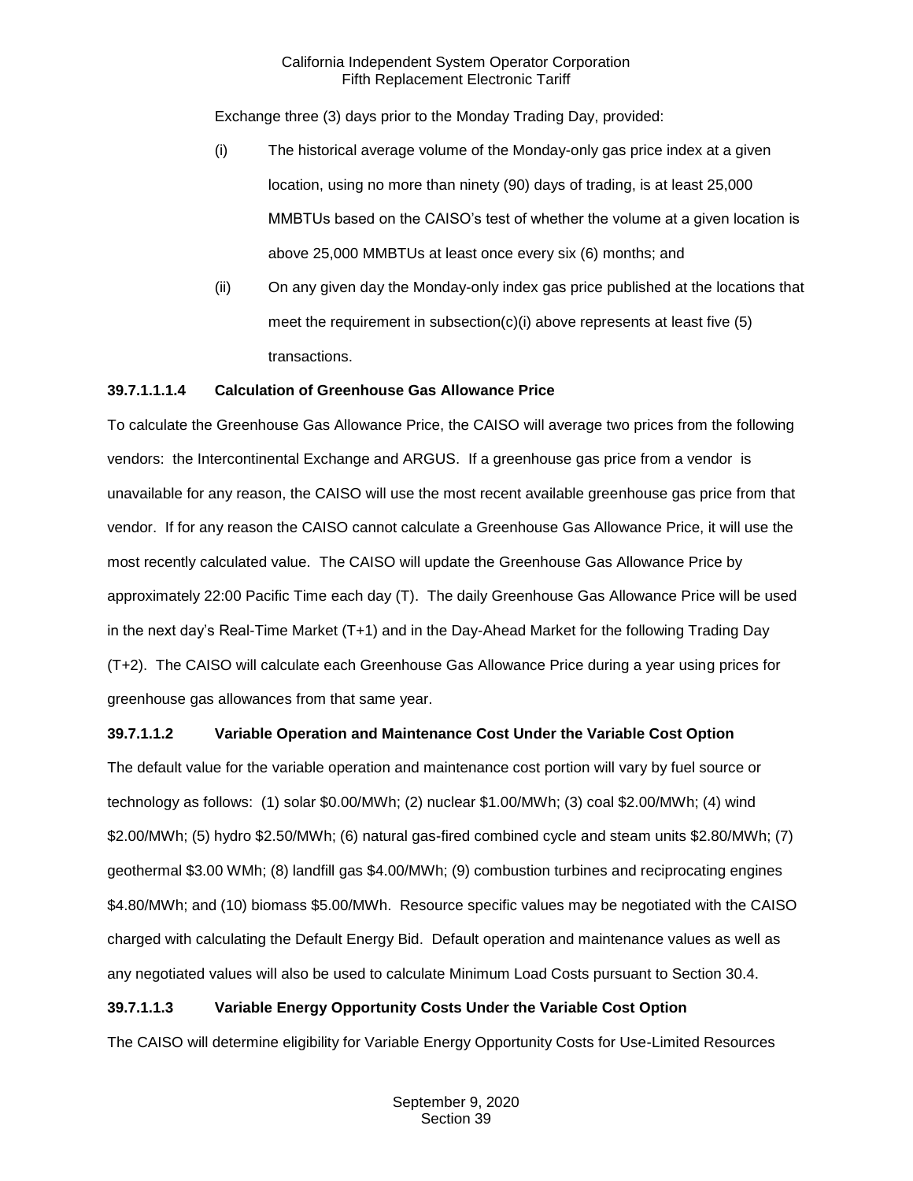Exchange three (3) days prior to the Monday Trading Day, provided:

(i) The historical average volume of the Monday-only gas price index at a given location, using no more than ninety (90) days of trading, is at least 25,000 MMBTUs based on the CAISO's test of whether the volume at a given location is above 25,000 MMBTUs at least once every six (6) months; and

(ii) On any given day the Monday-only index gas price published at the locations that meet the requirement in subsection(c)(i) above represents at least five (5) transactions.

**39.7.1.1.1.4 Calculation of Greenhouse Gas Allowance Price**

To calculate the Greenhouse Gas Allowance Price, the CAISO will average two prices from the following vendors: the Intercontinental Exchange and ARGUS. If a greenhouse gas price from a vendor is unavailable for any reason, the CAISO will use the most recent available greenhouse gas price from that vendor. If for any reason the CAISO cannot calculate a Greenhouse Gas Allowance Price, it will use the most recently calculated value. The CAISO will update the Greenhouse Gas Allowance Price by approximately 22:00 Pacific Time each day (T). The daily Greenhouse Gas Allowance Price will be used in the next day's Real-Time Market (T+1) and in the Day-Ahead Market for the following Trading Day (T+2). The CAISO will calculate each Greenhouse Gas Allowance Price during a year using prices for greenhouse gas allowances from that same year.

**39.7.1.1.2 Variable Operation and Maintenance Cost Under the Variable Cost Option**

The default value for the variable operation and maintenance cost portion will vary by fuel source or technology as follows: (1) solar $0.00/MWh; (2) nuclear $1.00/MWh; (3) coal $2.00/MWh; (4) wind $2.00/MWh; (5) hydro $2.50/MWh; (6) natural gas-fired combined cycle and steam units $2.80/MWh; (7) geothermal $3.00 WMh; (8) landfill gas $4.00/MWh; (9) combustion turbines and reciprocating engines $4.80/MWh; and (10) biomass $5.00/MWh. Resource specific values may be negotiated with the CAISO charged with calculating the Default Energy Bid. Default operation and maintenance values as well as any negotiated values will also be used to calculate Minimum Load Costs pursuant to Section 30.4.

**39.7.1.1.3 Variable Energy Opportunity Costs Under the Variable Cost Option**

The CAISO will determine eligibility for Variable Energy Opportunity Costs for Use-Limited Resources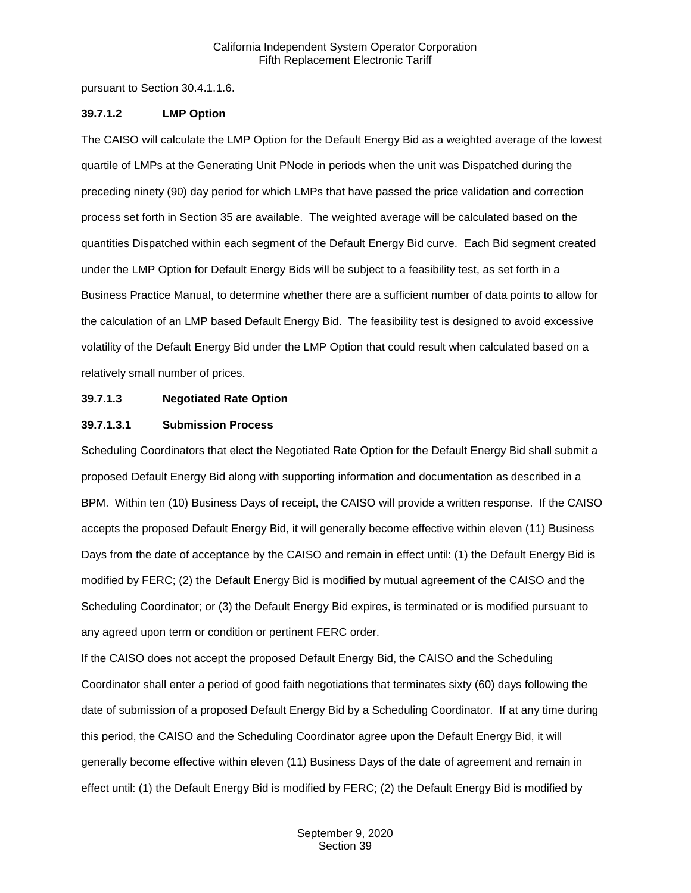pursuant to Section 30.4.1.1.6.

**39.7.1.2 LMP Option**

The CAISO will calculate the LMP Option for the Default Energy Bid as a weighted average of the lowest quartile of LMPs at the Generating Unit PNode in periods when the unit was Dispatched during the preceding ninety (90) day period for which LMPs that have passed the price validation and correction process set forth in Section 35 are available. The weighted average will be calculated based on the quantities Dispatched within each segment of the Default Energy Bid curve. Each Bid segment created under the LMP Option for Default Energy Bids will be subject to a feasibility test, as set forth in a Business Practice Manual, to determine whether there are a sufficient number of data points to allow for the calculation of an LMP based Default Energy Bid. The feasibility test is designed to avoid excessive volatility of the Default Energy Bid under the LMP Option that could result when calculated based on a relatively small number of prices.

**39.7.1.3 Negotiated Rate Option**

**39.7.1.3.1 Submission Process**

Scheduling Coordinators that elect the Negotiated Rate Option for the Default Energy Bid shall submit a proposed Default Energy Bid along with supporting information and documentation as described in a BPM. Within ten (10) Business Days of receipt, the CAISO will provide a written response. If the CAISO accepts the proposed Default Energy Bid, it will generally become effective within eleven (11) Business Days from the date of acceptance by the CAISO and remain in effect until: (1) the Default Energy Bid is modified by FERC; (2) the Default Energy Bid is modified by mutual agreement of the CAISO and the Scheduling Coordinator; or (3) the Default Energy Bid expires, is terminated or is modified pursuant to any agreed upon term or condition or pertinent FERC order.

If the CAISO does not accept the proposed Default Energy Bid, the CAISO and the Scheduling Coordinator shall enter a period of good faith negotiations that terminates sixty (60) days following the date of submission of a proposed Default Energy Bid by a Scheduling Coordinator. If at any time during this period, the CAISO and the Scheduling Coordinator agree upon the Default Energy Bid, it will generally become effective within eleven (11) Business Days of the date of agreement and remain in effect until: (1) the Default Energy Bid is modified by FERC; (2) the Default Energy Bid is modified by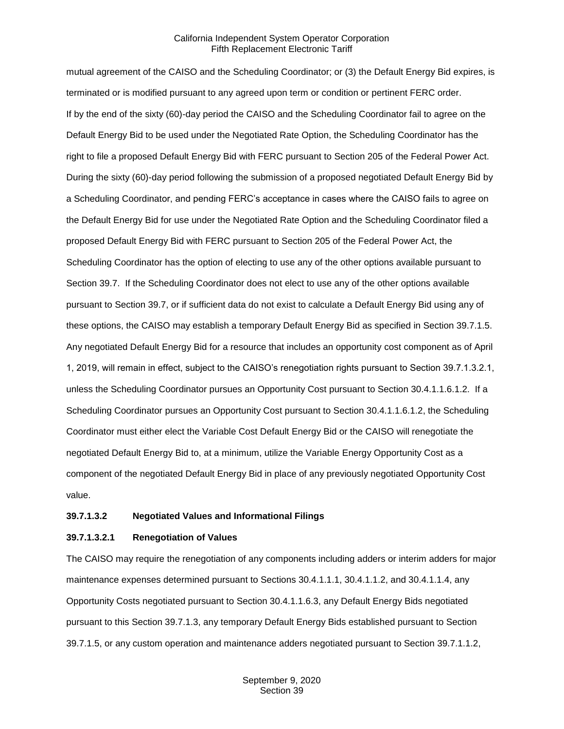mutual agreement of the CAISO and the Scheduling Coordinator; or (3) the Default Energy Bid expires, is terminated or is modified pursuant to any agreed upon term or condition or pertinent FERC order. If by the end of the sixty (60)-day period the CAISO and the Scheduling Coordinator fail to agree on the Default Energy Bid to be used under the Negotiated Rate Option, the Scheduling Coordinator has the right to file a proposed Default Energy Bid with FERC pursuant to Section 205 of the Federal Power Act. During the sixty (60)-day period following the submission of a proposed negotiated Default Energy Bid by a Scheduling Coordinator, and pending FERC's acceptance in cases where the CAISO fails to agree on the Default Energy Bid for use under the Negotiated Rate Option and the Scheduling Coordinator filed a proposed Default Energy Bid with FERC pursuant to Section 205 of the Federal Power Act, the Scheduling Coordinator has the option of electing to use any of the other options available pursuant to Section 39.7. If the Scheduling Coordinator does not elect to use any of the other options available pursuant to Section 39.7, or if sufficient data do not exist to calculate a Default Energy Bid using any of these options, the CAISO may establish a temporary Default Energy Bid as specified in Section 39.7.1.5. Any negotiated Default Energy Bid for a resource that includes an opportunity cost component as of April 1, 2019, will remain in effect, subject to the CAISO's renegotiation rights pursuant to Section 39.7.1.3.2.1, unless the Scheduling Coordinator pursues an Opportunity Cost pursuant to Section 30.4.1.1.6.1.2. If a Scheduling Coordinator pursues an Opportunity Cost pursuant to Section 30.4.1.1.6.1.2, the Scheduling Coordinator must either elect the Variable Cost Default Energy Bid or the CAISO will renegotiate the negotiated Default Energy Bid to, at a minimum, utilize the Variable Energy Opportunity Cost as a component of the negotiated Default Energy Bid in place of any previously negotiated Opportunity Cost value.

**39.7.1.3.2 Negotiated Values and Informational Filings**

**39.7.1.3.2.1 Renegotiation of Values**

The CAISO may require the renegotiation of any components including adders or interim adders for major maintenance expenses determined pursuant to Sections 30.4.1.1.1, 30.4.1.1.2, and 30.4.1.1.4, any Opportunity Costs negotiated pursuant to Section 30.4.1.1.6.3, any Default Energy Bids negotiated pursuant to this Section 39.7.1.3, any temporary Default Energy Bids established pursuant to Section 39.7.1.5, or any custom operation and maintenance adders negotiated pursuant to Section 39.7.1.1.2,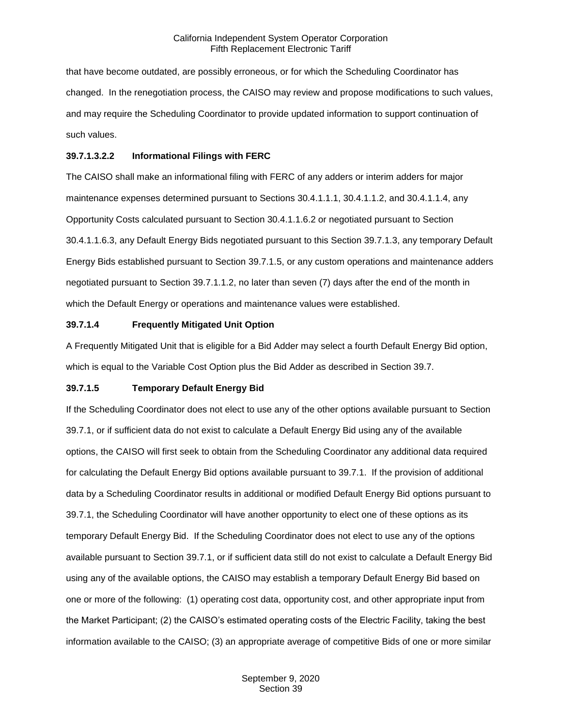that have become outdated, are possibly erroneous, or for which the Scheduling Coordinator has changed. In the renegotiation process, the CAISO may review and propose modifications to such values, and may require the Scheduling Coordinator to provide updated information to support continuation of such values.

**39.7.1.3.2.2 Informational Filings with FERC**

The CAISO shall make an informational filing with FERC of any adders or interim adders for major maintenance expenses determined pursuant to Sections 30.4.1.1.1, 30.4.1.1.2, and 30.4.1.1.4, any Opportunity Costs calculated pursuant to Section 30.4.1.1.6.2 or negotiated pursuant to Section 30.4.1.1.6.3, any Default Energy Bids negotiated pursuant to this Section 39.7.1.3, any temporary Default Energy Bids established pursuant to Section 39.7.1.5, or any custom operations and maintenance adders negotiated pursuant to Section 39.7.1.1.2, no later than seven (7) days after the end of the month in which the Default Energy or operations and maintenance values were established.

**39.7.1.4 Frequently Mitigated Unit Option**

A Frequently Mitigated Unit that is eligible for a Bid Adder may select a fourth Default Energy Bid option, which is equal to the Variable Cost Option plus the Bid Adder as described in Section 39.7.

**39.7.1.5 Temporary Default Energy Bid**

If the Scheduling Coordinator does not elect to use any of the other options available pursuant to Section 39.7.1, or if sufficient data do not exist to calculate a Default Energy Bid using any of the available options, the CAISO will first seek to obtain from the Scheduling Coordinator any additional data required for calculating the Default Energy Bid options available pursuant to 39.7.1. If the provision of additional data by a Scheduling Coordinator results in additional or modified Default Energy Bid options pursuant to 39.7.1, the Scheduling Coordinator will have another opportunity to elect one of these options as its temporary Default Energy Bid. If the Scheduling Coordinator does not elect to use any of the options available pursuant to Section 39.7.1, or if sufficient data still do not exist to calculate a Default Energy Bid using any of the available options, the CAISO may establish a temporary Default Energy Bid based on one or more of the following: (1) operating cost data, opportunity cost, and other appropriate input from the Market Participant; (2) the CAISO's estimated operating costs of the Electric Facility, taking the best information available to the CAISO; (3) an appropriate average of competitive Bids of one or more similar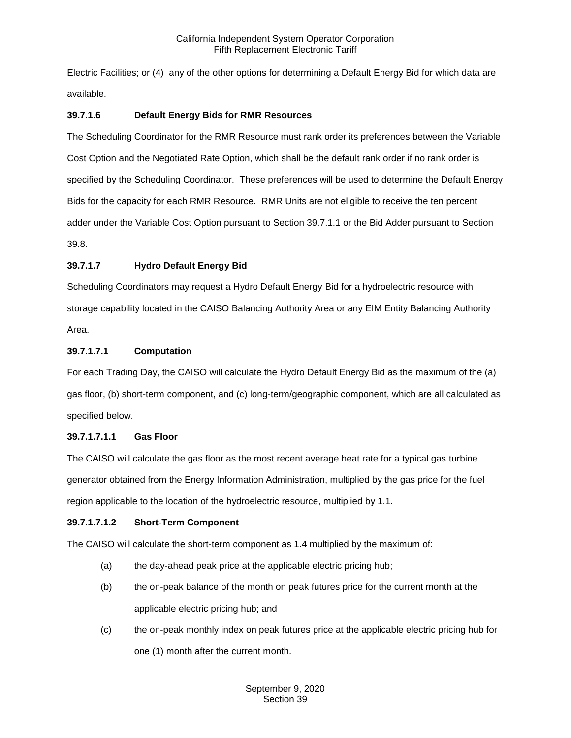Electric Facilities; or (4) any of the other options for determining a Default Energy Bid for which data are available.

### 39.7.1.6 Default Energy Bids for RMR Resources

The Scheduling Coordinator for the RMR Resource must rank order its preferences between the Variable Cost Option and the Negotiated Rate Option, which shall be the default rank order if no rank order is specified by the Scheduling Coordinator. These preferences will be used to determine the Default Energy Bids for the capacity for each RMR Resource. RMR Units are not eligible to receive the ten percent adder under the Variable Cost Option pursuant to Section 39.7.1.1 or the Bid Adder pursuant to Section 39.8.

### 39.7.1.7 Hydro Default Energy Bid

Scheduling Coordinators may request a Hydro Default Energy Bid for a hydroelectric resource with storage capability located in the CAISO Balancing Authority Area or any EIM Entity Balancing Authority Area.

#### 39.7.1.7.1 Computation

For each Trading Day, the CAISO will calculate the Hydro Default Energy Bid as the maximum of the (a) gas floor, (b) short-term component, and (c) long-term/geographic component, which are all calculated as specified below.

##### 39.7.1.7.1.1 Gas Floor

The CAISO will calculate the gas floor as the most recent average heat rate for a typical gas turbine generator obtained from the Energy Information Administration, multiplied by the gas price for the fuel region applicable to the location of the hydroelectric resource, multiplied by 1.1.

##### 39.7.1.7.1.2 Short-Term Component

The CAISO will calculate the short-term component as 1.4 multiplied by the maximum of:

(a) the day-ahead peak price at the applicable electric pricing hub;

(b) the on-peak balance of the month on peak futures price for the current month at the applicable electric pricing hub; and

(c) the on-peak monthly index on peak futures price at the applicable electric pricing hub for one (1) month after the current month.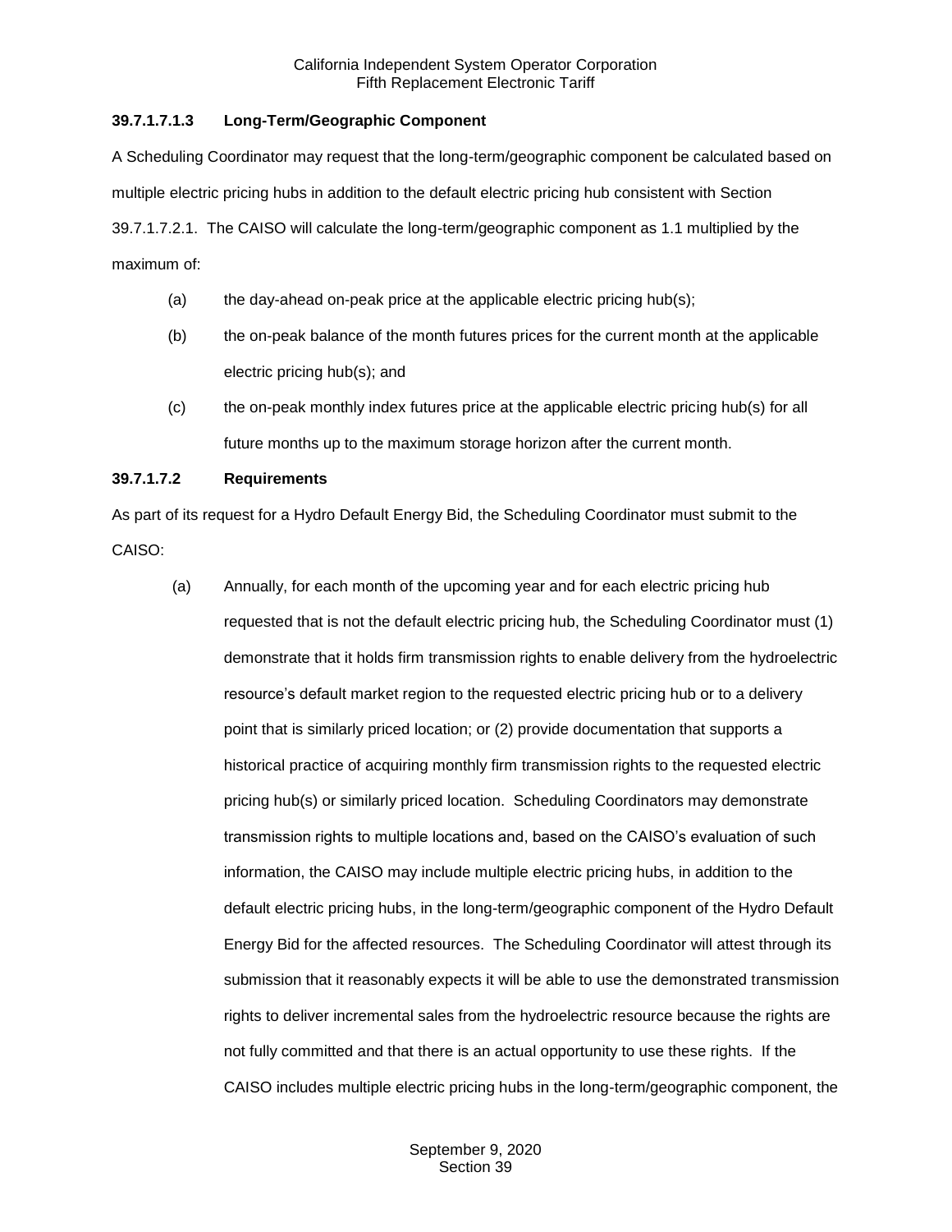**39.7.1.7.1.3 Long-Term/Geographic Component**

A Scheduling Coordinator may request that the long-term/geographic component be calculated based on multiple electric pricing hubs in addition to the default electric pricing hub consistent with Section 39.7.1.7.2.1. The CAISO will calculate the long-term/geographic component as 1.1 multiplied by the maximum of:

(a) the day-ahead on-peak price at the applicable electric pricing hub(s);

(b) the on-peak balance of the month futures prices for the current month at the applicable electric pricing hub(s); and

(c) the on-peak monthly index futures price at the applicable electric pricing hub(s) for all future months up to the maximum storage horizon after the current month.

**39.7.1.7.2 Requirements**

As part of its request for a Hydro Default Energy Bid, the Scheduling Coordinator must submit to the CAISO:

(a) Annually, for each month of the upcoming year and for each electric pricing hub requested that is not the default electric pricing hub, the Scheduling Coordinator must (1) demonstrate that it holds firm transmission rights to enable delivery from the hydroelectric resource's default market region to the requested electric pricing hub or to a delivery point that is similarly priced location; or (2) provide documentation that supports a historical practice of acquiring monthly firm transmission rights to the requested electric pricing hub(s) or similarly priced location. Scheduling Coordinators may demonstrate transmission rights to multiple locations and, based on the CAISO's evaluation of such information, the CAISO may include multiple electric pricing hubs, in addition to the default electric pricing hubs, in the long-term/geographic component of the Hydro Default Energy Bid for the affected resources. The Scheduling Coordinator will attest through its submission that it reasonably expects it will be able to use the demonstrated transmission rights to deliver incremental sales from the hydroelectric resource because the rights are not fully committed and that there is an actual opportunity to use these rights. If the CAISO includes multiple electric pricing hubs in the long-term/geographic component, the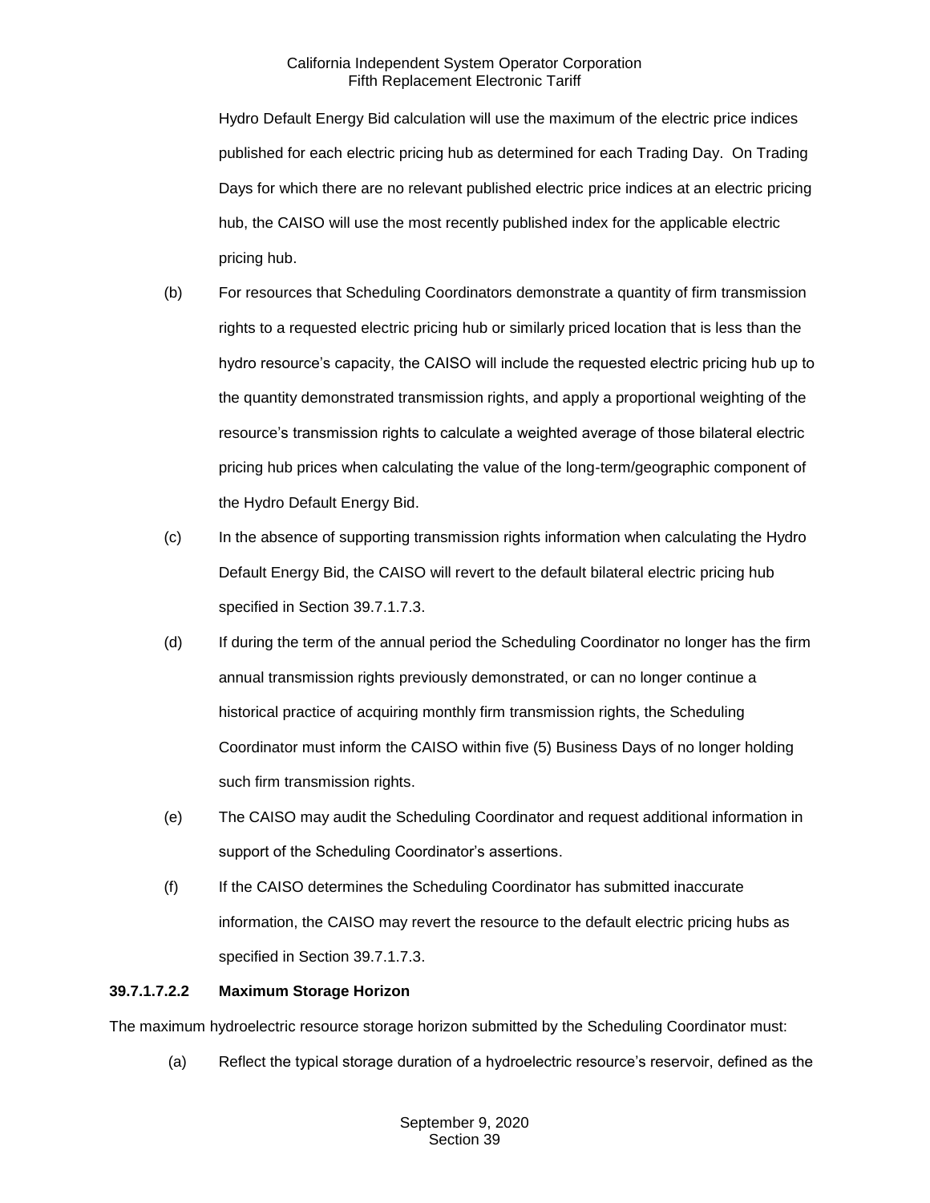Hydro Default Energy Bid calculation will use the maximum of the electric price indices published for each electric pricing hub as determined for each Trading Day. On Trading Days for which there are no relevant published electric price indices at an electric pricing hub, the CAISO will use the most recently published index for the applicable electric pricing hub.

(b) For resources that Scheduling Coordinators demonstrate a quantity of firm transmission rights to a requested electric pricing hub or similarly priced location that is less than the hydro resource's capacity, the CAISO will include the requested electric pricing hub up to the quantity demonstrated transmission rights, and apply a proportional weighting of the resource's transmission rights to calculate a weighted average of those bilateral electric pricing hub prices when calculating the value of the long-term/geographic component of the Hydro Default Energy Bid.

(c) In the absence of supporting transmission rights information when calculating the Hydro Default Energy Bid, the CAISO will revert to the default bilateral electric pricing hub specified in Section 39.7.1.7.3.

(d) If during the term of the annual period the Scheduling Coordinator no longer has the firm annual transmission rights previously demonstrated, or can no longer continue a historical practice of acquiring monthly firm transmission rights, the Scheduling Coordinator must inform the CAISO within five (5) Business Days of no longer holding such firm transmission rights.

(e) The CAISO may audit the Scheduling Coordinator and request additional information in support of the Scheduling Coordinator's assertions.

(f) If the CAISO determines the Scheduling Coordinator has submitted inaccurate information, the CAISO may revert the resource to the default electric pricing hubs as specified in Section 39.7.1.7.3.

**39.7.1.7.2.2 Maximum Storage Horizon**

The maximum hydroelectric resource storage horizon submitted by the Scheduling Coordinator must:

(a) Reflect the typical storage duration of a hydroelectric resource's reservoir, defined as the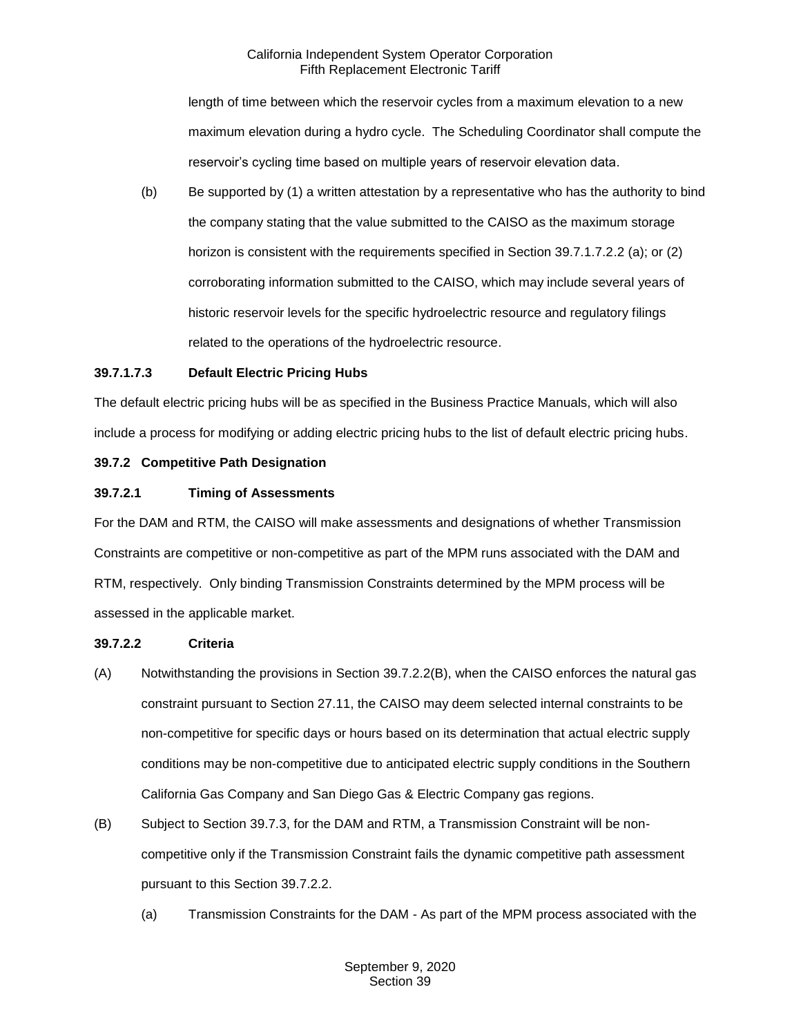length of time between which the reservoir cycles from a maximum elevation to a new maximum elevation during a hydro cycle. The Scheduling Coordinator shall compute the reservoir's cycling time based on multiple years of reservoir elevation data.

(b) Be supported by (1) a written attestation by a representative who has the authority to bind the company stating that the value submitted to the CAISO as the maximum storage horizon is consistent with the requirements specified in Section 39.7.1.7.2.2 (a); or (2) corroborating information submitted to the CAISO, which may include several years of historic reservoir levels for the specific hydroelectric resource and regulatory filings related to the operations of the hydroelectric resource.

**39.7.1.7.3 Default Electric Pricing Hubs**

The default electric pricing hubs will be as specified in the Business Practice Manuals, which will also include a process for modifying or adding electric pricing hubs to the list of default electric pricing hubs.

**39.7.2 Competitive Path Designation**

**39.7.2.1 Timing of Assessments**

For the DAM and RTM, the CAISO will make assessments and designations of whether Transmission Constraints are competitive or non-competitive as part of the MPM runs associated with the DAM and RTM, respectively. Only binding Transmission Constraints determined by the MPM process will be assessed in the applicable market.

**39.7.2.2 Criteria**

(A) Notwithstanding the provisions in Section 39.7.2.2(B), when the CAISO enforces the natural gas constraint pursuant to Section 27.11, the CAISO may deem selected internal constraints to be non-competitive for specific days or hours based on its determination that actual electric supply conditions may be non-competitive due to anticipated electric supply conditions in the Southern California Gas Company and San Diego Gas & Electric Company gas regions.

(B) Subject to Section 39.7.3, for the DAM and RTM, a Transmission Constraint will be non-competitive only if the Transmission Constraint fails the dynamic competitive path assessment pursuant to this Section 39.7.2.2.

(a) Transmission Constraints for the DAM - As part of the MPM process associated with the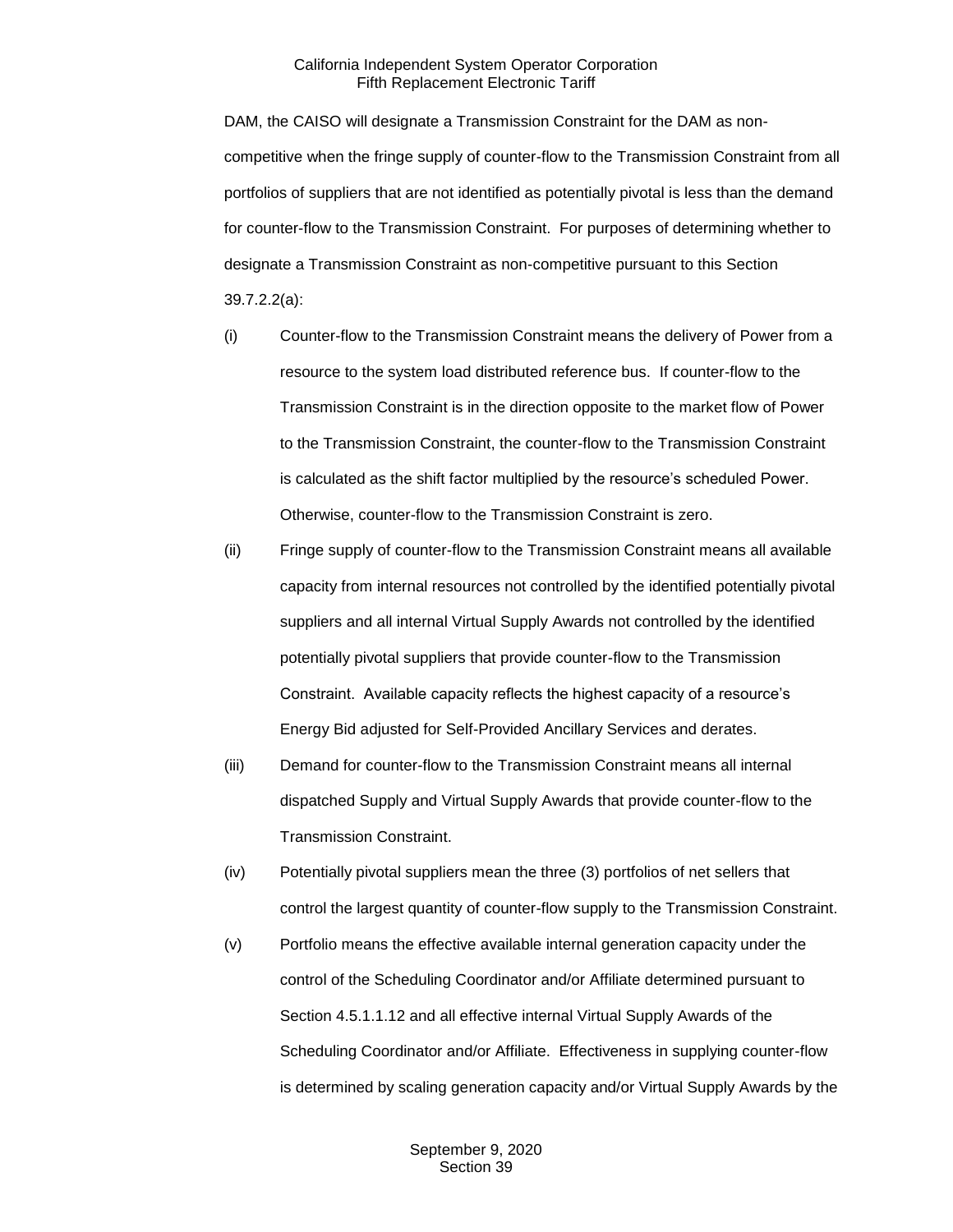DAM, the CAISO will designate a Transmission Constraint for the DAM as non-competitive when the fringe supply of counter-flow to the Transmission Constraint from all portfolios of suppliers that are not identified as potentially pivotal is less than the demand for counter-flow to the Transmission Constraint. For purposes of determining whether to designate a Transmission Constraint as non-competitive pursuant to this Section 39.7.2.2(a):

(i) Counter-flow to the Transmission Constraint means the delivery of Power from a resource to the system load distributed reference bus. If counter-flow to the Transmission Constraint is in the direction opposite to the market flow of Power to the Transmission Constraint, the counter-flow to the Transmission Constraint is calculated as the shift factor multiplied by the resource's scheduled Power. Otherwise, counter-flow to the Transmission Constraint is zero.

(ii) Fringe supply of counter-flow to the Transmission Constraint means all available capacity from internal resources not controlled by the identified potentially pivotal suppliers and all internal Virtual Supply Awards not controlled by the identified potentially pivotal suppliers that provide counter-flow to the Transmission Constraint. Available capacity reflects the highest capacity of a resource's Energy Bid adjusted for Self-Provided Ancillary Services and derates.

(iii) Demand for counter-flow to the Transmission Constraint means all internal dispatched Supply and Virtual Supply Awards that provide counter-flow to the Transmission Constraint.

(iv) Potentially pivotal suppliers mean the three (3) portfolios of net sellers that control the largest quantity of counter-flow supply to the Transmission Constraint.

(v) Portfolio means the effective available internal generation capacity under the control of the Scheduling Coordinator and/or Affiliate determined pursuant to Section 4.5.1.1.12 and all effective internal Virtual Supply Awards of the Scheduling Coordinator and/or Affiliate. Effectiveness in supplying counter-flow is determined by scaling generation capacity and/or Virtual Supply Awards by the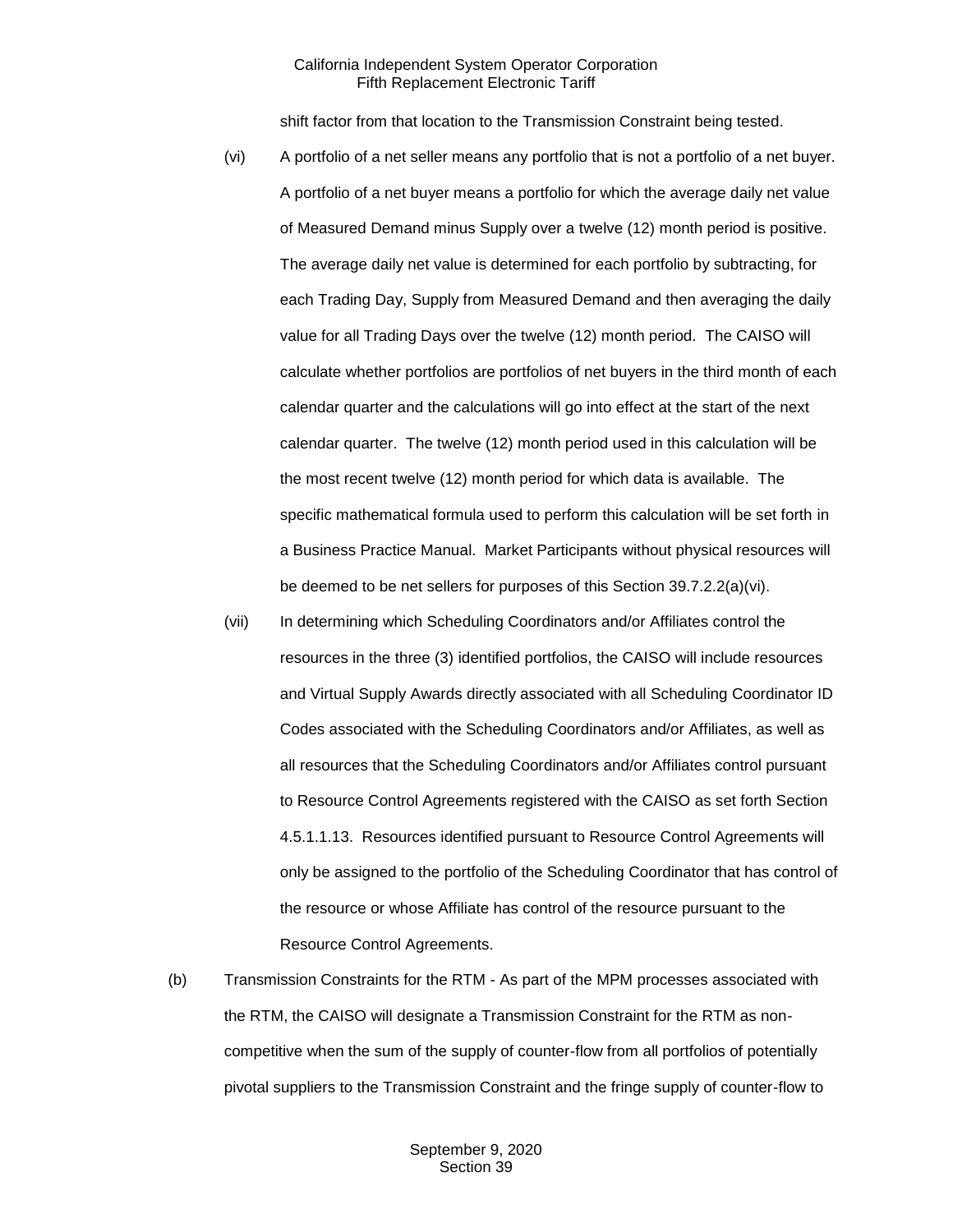shift factor from that location to the Transmission Constraint being tested.

(vi) A portfolio of a net seller means any portfolio that is not a portfolio of a net buyer. A portfolio of a net buyer means a portfolio for which the average daily net value of Measured Demand minus Supply over a twelve (12) month period is positive. The average daily net value is determined for each portfolio by subtracting, for each Trading Day, Supply from Measured Demand and then averaging the daily value for all Trading Days over the twelve (12) month period. The CAISO will calculate whether portfolios are portfolios of net buyers in the third month of each calendar quarter and the calculations will go into effect at the start of the next calendar quarter. The twelve (12) month period used in this calculation will be the most recent twelve (12) month period for which data is available. The specific mathematical formula used to perform this calculation will be set forth in a Business Practice Manual. Market Participants without physical resources will be deemed to be net sellers for purposes of this Section 39.7.2.2(a)(vi).

(vii) In determining which Scheduling Coordinators and/or Affiliates control the resources in the three (3) identified portfolios, the CAISO will include resources and Virtual Supply Awards directly associated with all Scheduling Coordinator ID Codes associated with the Scheduling Coordinators and/or Affiliates, as well as all resources that the Scheduling Coordinators and/or Affiliates control pursuant to Resource Control Agreements registered with the CAISO as set forth Section 4.5.1.1.13. Resources identified pursuant to Resource Control Agreements will only be assigned to the portfolio of the Scheduling Coordinator that has control of the resource or whose Affiliate has control of the resource pursuant to the Resource Control Agreements.

(b) Transmission Constraints for the RTM - As part of the MPM processes associated with the RTM, the CAISO will designate a Transmission Constraint for the RTM as non-competitive when the sum of the supply of counter-flow from all portfolios of potentially pivotal suppliers to the Transmission Constraint and the fringe supply of counter-flow to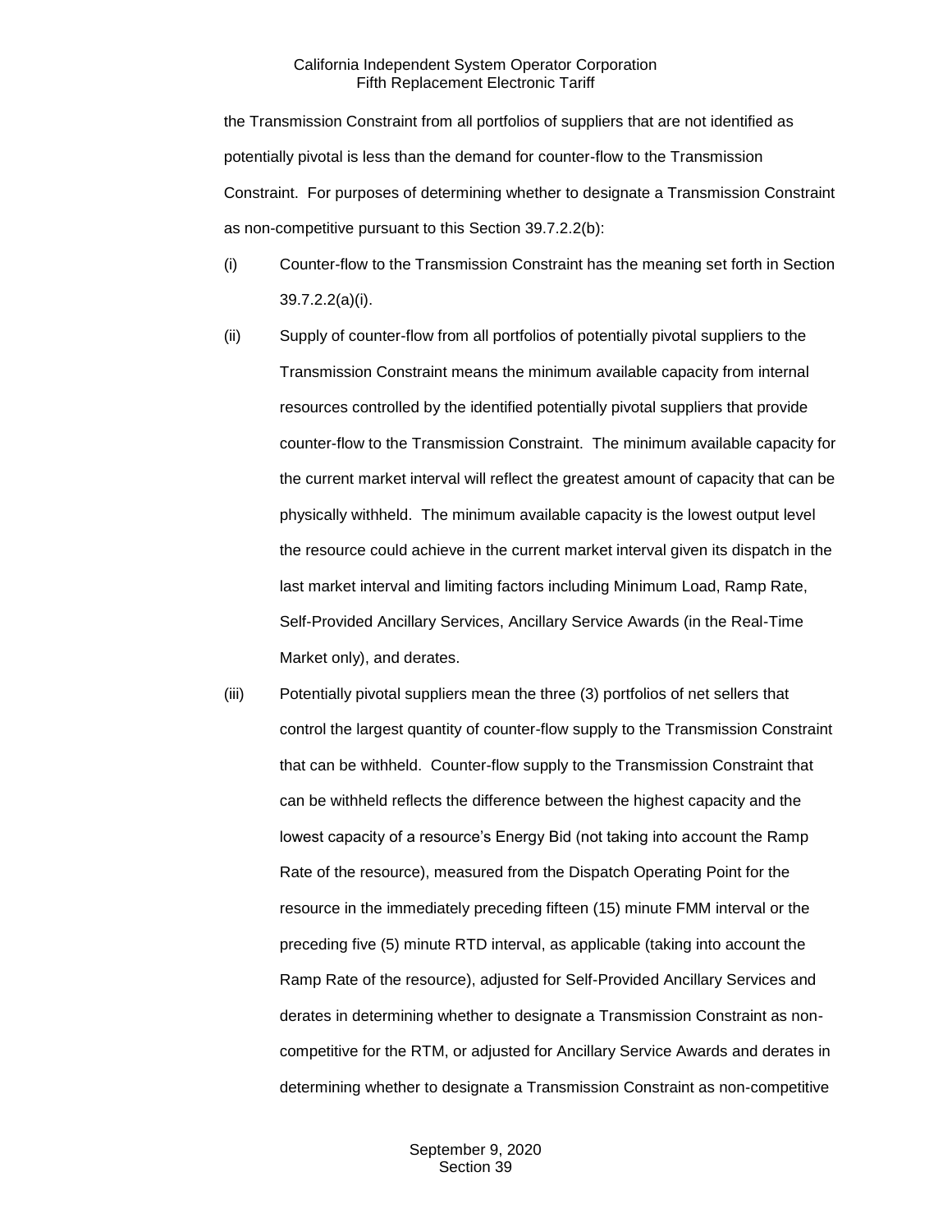the Transmission Constraint from all portfolios of suppliers that are not identified as potentially pivotal is less than the demand for counter-flow to the Transmission Constraint. For purposes of determining whether to designate a Transmission Constraint as non-competitive pursuant to this Section 39.7.2.2(b):

(i) Counter-flow to the Transmission Constraint has the meaning set forth in Section 39.7.2.2(a)(i).

(ii) Supply of counter-flow from all portfolios of potentially pivotal suppliers to the Transmission Constraint means the minimum available capacity from internal resources controlled by the identified potentially pivotal suppliers that provide counter-flow to the Transmission Constraint. The minimum available capacity for the current market interval will reflect the greatest amount of capacity that can be physically withheld. The minimum available capacity is the lowest output level the resource could achieve in the current market interval given its dispatch in the last market interval and limiting factors including Minimum Load, Ramp Rate, Self-Provided Ancillary Services, Ancillary Service Awards (in the Real-Time Market only), and derates.

(iii) Potentially pivotal suppliers mean the three (3) portfolios of net sellers that control the largest quantity of counter-flow supply to the Transmission Constraint that can be withheld. Counter-flow supply to the Transmission Constraint that can be withheld reflects the difference between the highest capacity and the lowest capacity of a resource's Energy Bid (not taking into account the Ramp Rate of the resource), measured from the Dispatch Operating Point for the resource in the immediately preceding fifteen (15) minute FMM interval or the preceding five (5) minute RTD interval, as applicable (taking into account the Ramp Rate of the resource), adjusted for Self-Provided Ancillary Services and derates in determining whether to designate a Transmission Constraint as non-competitive for the RTM, or adjusted for Ancillary Service Awards and derates in determining whether to designate a Transmission Constraint as non-competitive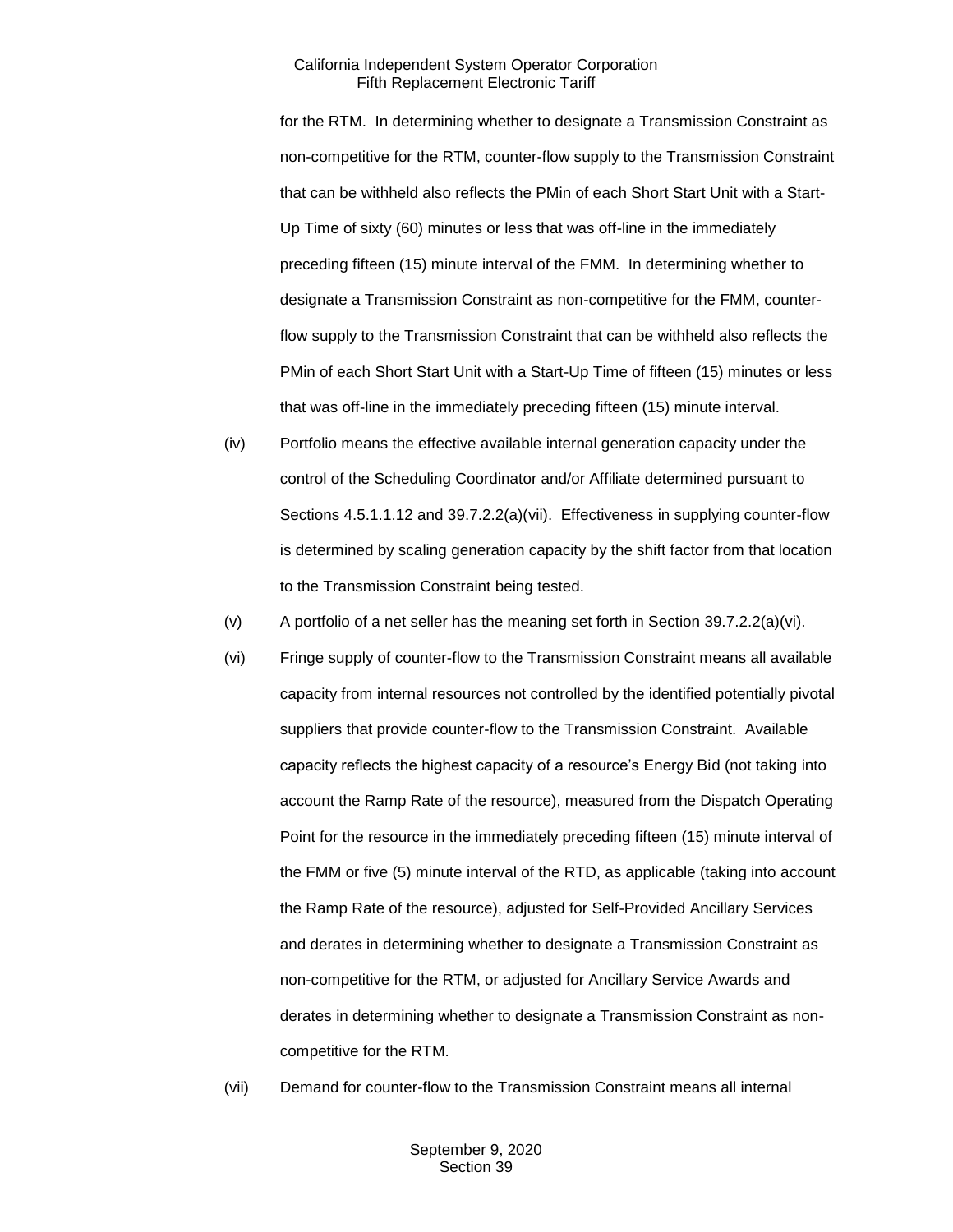for the RTM. In determining whether to designate a Transmission Constraint as non-competitive for the RTM, counter-flow supply to the Transmission Constraint that can be withheld also reflects the PMin of each Short Start Unit with a Start-Up Time of sixty (60) minutes or less that was off-line in the immediately preceding fifteen (15) minute interval of the FMM. In determining whether to designate a Transmission Constraint as non-competitive for the FMM, counter-flow supply to the Transmission Constraint that can be withheld also reflects the PMin of each Short Start Unit with a Start-Up Time of fifteen (15) minutes or less that was off-line in the immediately preceding fifteen (15) minute interval.

(iv) Portfolio means the effective available internal generation capacity under the control of the Scheduling Coordinator and/or Affiliate determined pursuant to Sections 4.5.1.1.12 and 39.7.2.2(a)(vii). Effectiveness in supplying counter-flow is determined by scaling generation capacity by the shift factor from that location to the Transmission Constraint being tested.

(v) A portfolio of a net seller has the meaning set forth in Section 39.7.2.2(a)(vi).

(vi) Fringe supply of counter-flow to the Transmission Constraint means all available capacity from internal resources not controlled by the identified potentially pivotal suppliers that provide counter-flow to the Transmission Constraint. Available capacity reflects the highest capacity of a resource's Energy Bid (not taking into account the Ramp Rate of the resource), measured from the Dispatch Operating Point for the resource in the immediately preceding fifteen (15) minute interval of the FMM or five (5) minute interval of the RTD, as applicable (taking into account the Ramp Rate of the resource), adjusted for Self-Provided Ancillary Services and derates in determining whether to designate a Transmission Constraint as non-competitive for the RTM, or adjusted for Ancillary Service Awards and derates in determining whether to designate a Transmission Constraint as non-competitive for the RTM.

(vii) Demand for counter-flow to the Transmission Constraint means all internal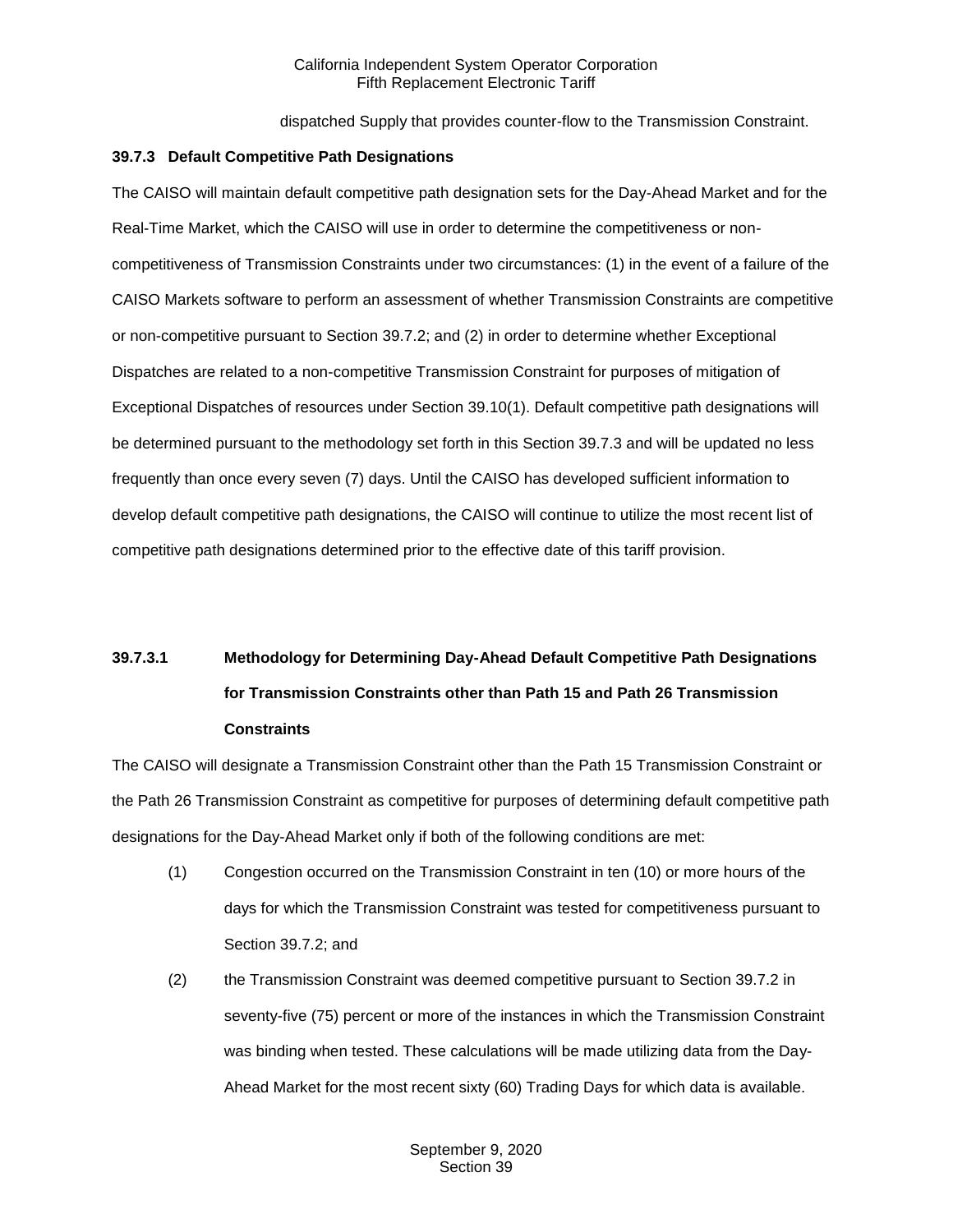dispatched Supply that provides counter-flow to the Transmission Constraint.

### 39.7.3 Default Competitive Path Designations

The CAISO will maintain default competitive path designation sets for the Day-Ahead Market and for the Real-Time Market, which the CAISO will use in order to determine the competitiveness or non-competitiveness of Transmission Constraints under two circumstances: (1) in the event of a failure of the CAISO Markets software to perform an assessment of whether Transmission Constraints are competitive or non-competitive pursuant to Section 39.7.2; and (2) in order to determine whether Exceptional Dispatches are related to a non-competitive Transmission Constraint for purposes of mitigation of Exceptional Dispatches of resources under Section 39.10(1). Default competitive path designations will be determined pursuant to the methodology set forth in this Section 39.7.3 and will be updated no less frequently than once every seven (7) days. Until the CAISO has developed sufficient information to develop default competitive path designations, the CAISO will continue to utilize the most recent list of competitive path designations determined prior to the effective date of this tariff provision.

#### 39.7.3.1 Methodology for Determining Day-Ahead Default Competitive Path Designations for Transmission Constraints other than Path 15 and Path 26 Transmission Constraints

The CAISO will designate a Transmission Constraint other than the Path 15 Transmission Constraint or the Path 26 Transmission Constraint as competitive for purposes of determining default competitive path designations for the Day-Ahead Market only if both of the following conditions are met:

(1) Congestion occurred on the Transmission Constraint in ten (10) or more hours of the days for which the Transmission Constraint was tested for competitiveness pursuant to Section 39.7.2; and

(2) the Transmission Constraint was deemed competitive pursuant to Section 39.7.2 in seventy-five (75) percent or more of the instances in which the Transmission Constraint was binding when tested. These calculations will be made utilizing data from the Day-Ahead Market for the most recent sixty (60) Trading Days for which data is available.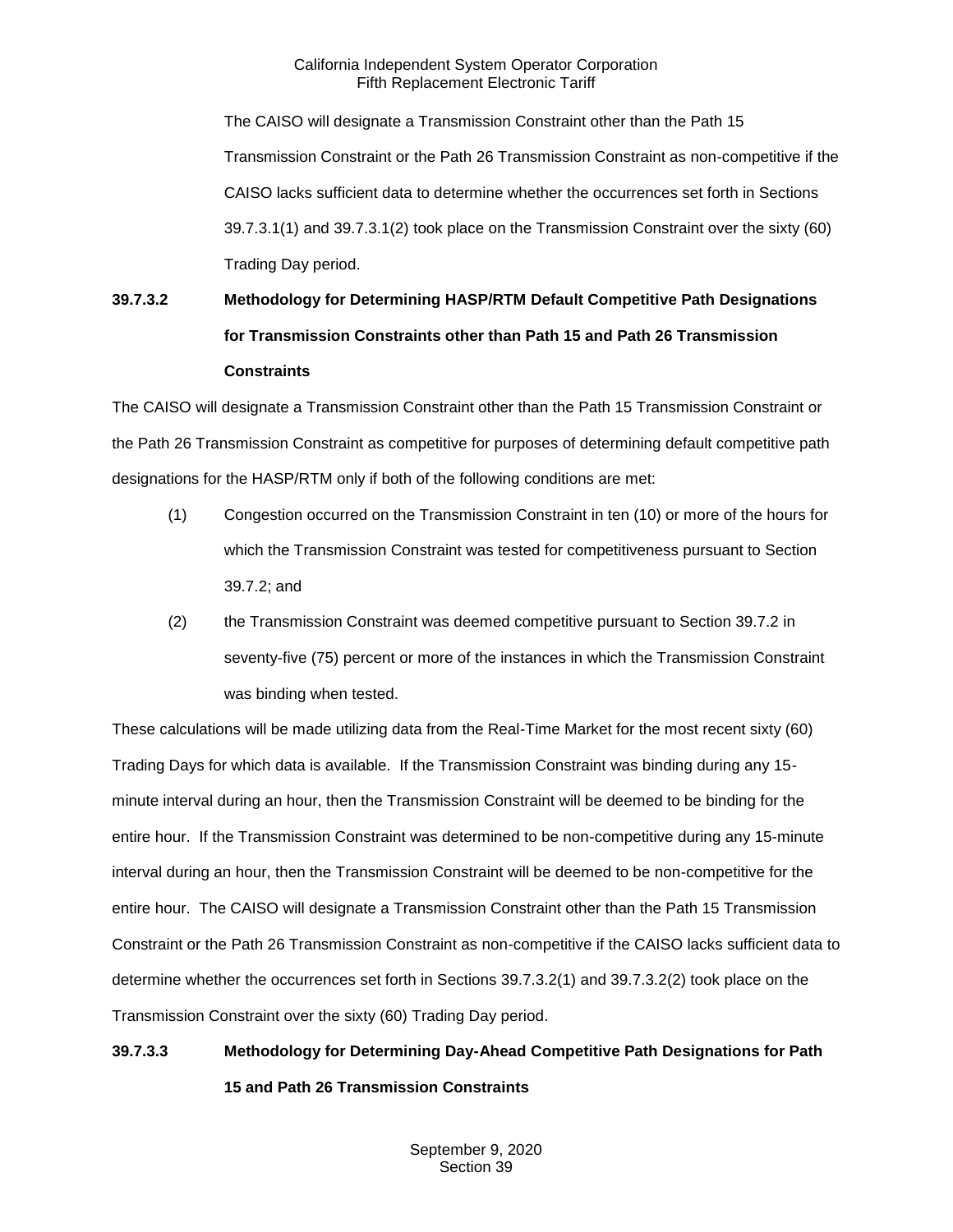The CAISO will designate a Transmission Constraint other than the Path 15 Transmission Constraint or the Path 26 Transmission Constraint as non-competitive if the CAISO lacks sufficient data to determine whether the occurrences set forth in Sections 39.7.3.1(1) and 39.7.3.1(2) took place on the Transmission Constraint over the sixty (60) Trading Day period.

**39.7.3.2 Methodology for Determining HASP/RTM Default Competitive Path Designations for Transmission Constraints other than Path 15 and Path 26 Transmission Constraints**

The CAISO will designate a Transmission Constraint other than the Path 15 Transmission Constraint or the Path 26 Transmission Constraint as competitive for purposes of determining default competitive path designations for the HASP/RTM only if both of the following conditions are met:

(1) Congestion occurred on the Transmission Constraint in ten (10) or more of the hours for which the Transmission Constraint was tested for competitiveness pursuant to Section 39.7.2; and

(2) the Transmission Constraint was deemed competitive pursuant to Section 39.7.2 in seventy-five (75) percent or more of the instances in which the Transmission Constraint was binding when tested.

These calculations will be made utilizing data from the Real-Time Market for the most recent sixty (60) Trading Days for which data is available. If the Transmission Constraint was binding during any 15-minute interval during an hour, then the Transmission Constraint will be deemed to be binding for the entire hour. If the Transmission Constraint was determined to be non-competitive during any 15-minute interval during an hour, then the Transmission Constraint will be deemed to be non-competitive for the entire hour. The CAISO will designate a Transmission Constraint other than the Path 15 Transmission Constraint or the Path 26 Transmission Constraint as non-competitive if the CAISO lacks sufficient data to determine whether the occurrences set forth in Sections 39.7.3.2(1) and 39.7.3.2(2) took place on the Transmission Constraint over the sixty (60) Trading Day period.

**39.7.3.3 Methodology for Determining Day-Ahead Competitive Path Designations for Path 15 and Path 26 Transmission Constraints**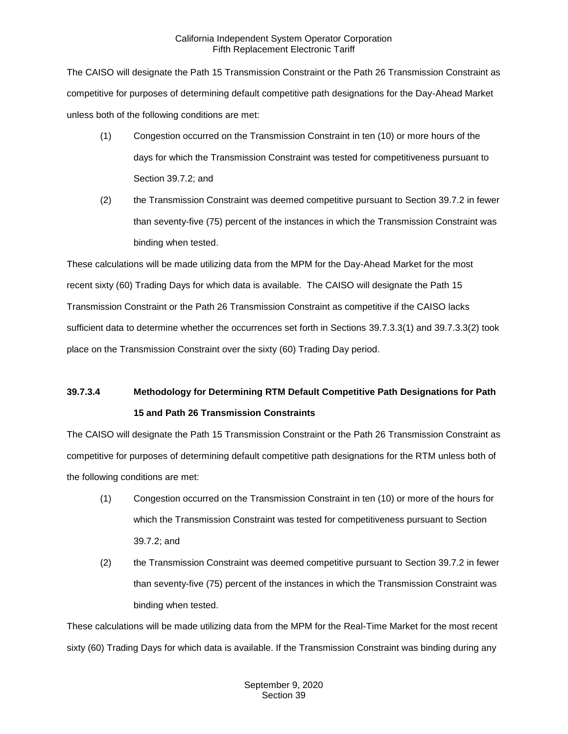The CAISO will designate the Path 15 Transmission Constraint or the Path 26 Transmission Constraint as competitive for purposes of determining default competitive path designations for the Day-Ahead Market unless both of the following conditions are met:

(1) Congestion occurred on the Transmission Constraint in ten (10) or more hours of the days for which the Transmission Constraint was tested for competitiveness pursuant to Section 39.7.2; and

(2) the Transmission Constraint was deemed competitive pursuant to Section 39.7.2 in fewer than seventy-five (75) percent of the instances in which the Transmission Constraint was binding when tested.

These calculations will be made utilizing data from the MPM for the Day-Ahead Market for the most recent sixty (60) Trading Days for which data is available. The CAISO will designate the Path 15 Transmission Constraint or the Path 26 Transmission Constraint as competitive if the CAISO lacks sufficient data to determine whether the occurrences set forth in Sections 39.7.3.3(1) and 39.7.3.3(2) took place on the Transmission Constraint over the sixty (60) Trading Day period.

**39.7.3.4 Methodology for Determining RTM Default Competitive Path Designations for Path 15 and Path 26 Transmission Constraints**

The CAISO will designate the Path 15 Transmission Constraint or the Path 26 Transmission Constraint as competitive for purposes of determining default competitive path designations for the RTM unless both of the following conditions are met:

(1) Congestion occurred on the Transmission Constraint in ten (10) or more of the hours for which the Transmission Constraint was tested for competitiveness pursuant to Section 39.7.2; and

(2) the Transmission Constraint was deemed competitive pursuant to Section 39.7.2 in fewer than seventy-five (75) percent of the instances in which the Transmission Constraint was binding when tested.

These calculations will be made utilizing data from the MPM for the Real-Time Market for the most recent sixty (60) Trading Days for which data is available. If the Transmission Constraint was binding during any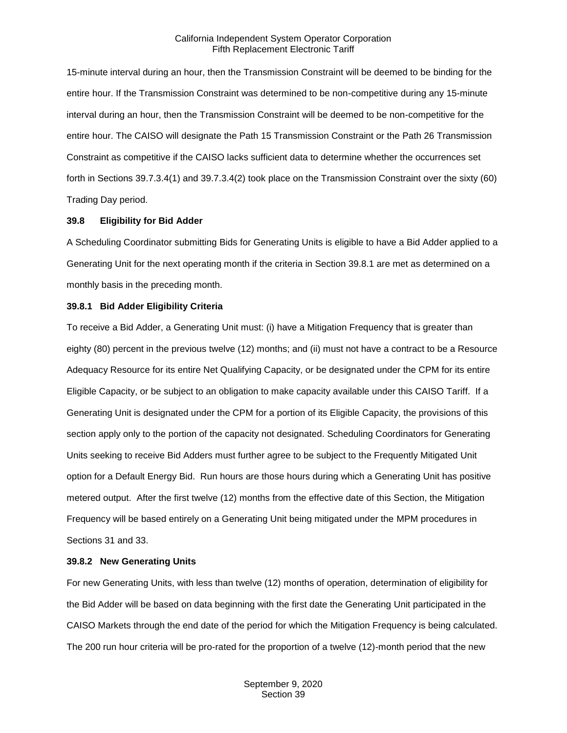15-minute interval during an hour, then the Transmission Constraint will be deemed to be binding for the entire hour. If the Transmission Constraint was determined to be non-competitive during any 15-minute interval during an hour, then the Transmission Constraint will be deemed to be non-competitive for the entire hour. The CAISO will designate the Path 15 Transmission Constraint or the Path 26 Transmission Constraint as competitive if the CAISO lacks sufficient data to determine whether the occurrences set forth in Sections 39.7.3.4(1) and 39.7.3.4(2) took place on the Transmission Constraint over the sixty (60) Trading Day period.

### 39.8 Eligibility for Bid Adder

A Scheduling Coordinator submitting Bids for Generating Units is eligible to have a Bid Adder applied to a Generating Unit for the next operating month if the criteria in Section 39.8.1 are met as determined on a monthly basis in the preceding month.

#### 39.8.1 Bid Adder Eligibility Criteria

To receive a Bid Adder, a Generating Unit must: (i) have a Mitigation Frequency that is greater than eighty (80) percent in the previous twelve (12) months; and (ii) must not have a contract to be a Resource Adequacy Resource for its entire Net Qualifying Capacity, or be designated under the CPM for its entire Eligible Capacity, or be subject to an obligation to make capacity available under this CAISO Tariff. If a Generating Unit is designated under the CPM for a portion of its Eligible Capacity, the provisions of this section apply only to the portion of the capacity not designated. Scheduling Coordinators for Generating Units seeking to receive Bid Adders must further agree to be subject to the Frequently Mitigated Unit option for a Default Energy Bid. Run hours are those hours during which a Generating Unit has positive metered output. After the first twelve (12) months from the effective date of this Section, the Mitigation Frequency will be based entirely on a Generating Unit being mitigated under the MPM procedures in Sections 31 and 33.

#### 39.8.2 New Generating Units

For new Generating Units, with less than twelve (12) months of operation, determination of eligibility for the Bid Adder will be based on data beginning with the first date the Generating Unit participated in the CAISO Markets through the end date of the period for which the Mitigation Frequency is being calculated. The 200 run hour criteria will be pro-rated for the proportion of a twelve (12)-month period that the new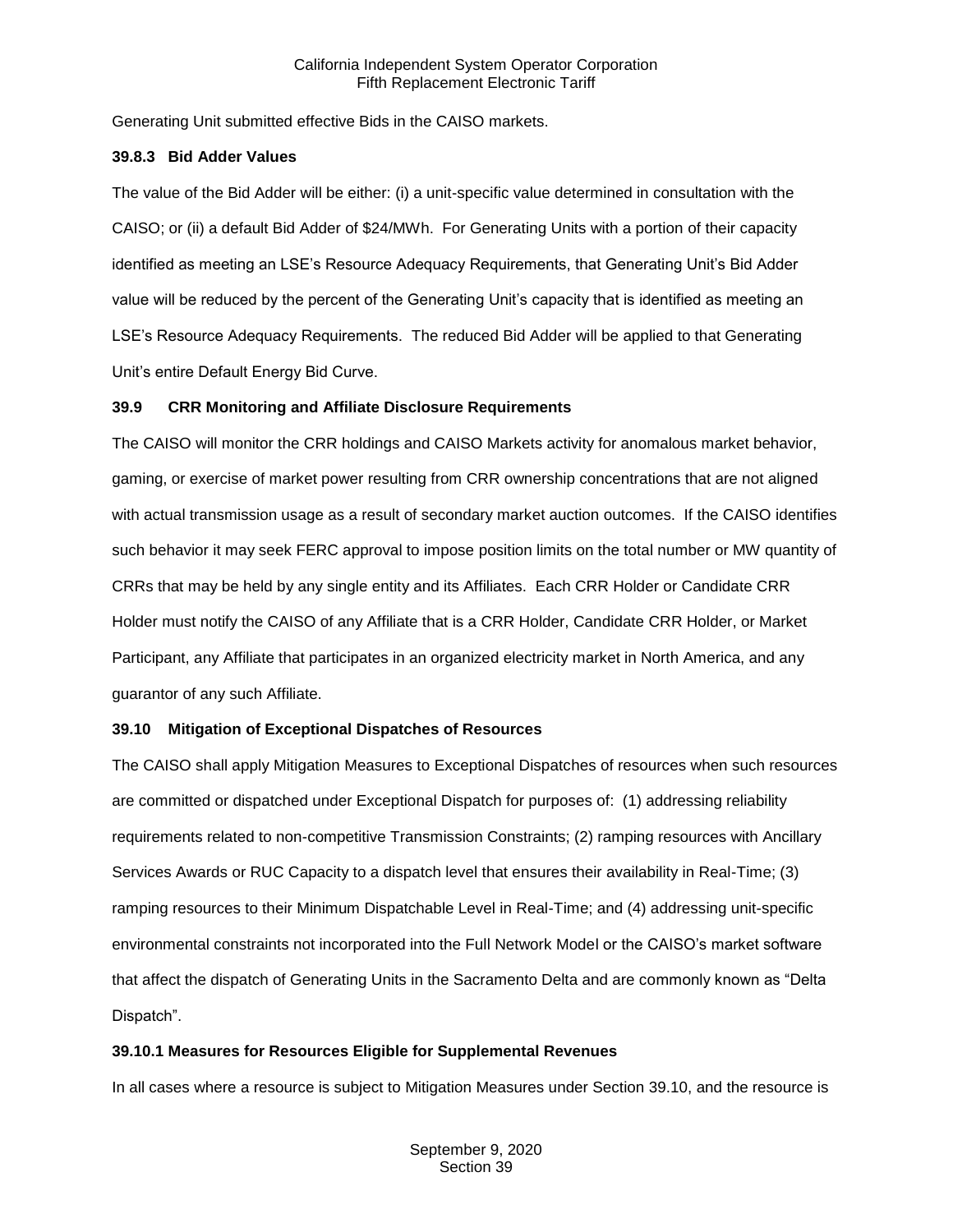Generating Unit submitted effective Bids in the CAISO markets.

### 39.8.3 Bid Adder Values

The value of the Bid Adder will be either: (i) a unit-specific value determined in consultation with the CAISO; or (ii) a default Bid Adder of $24/MWh. For Generating Units with a portion of their capacity identified as meeting an LSE's Resource Adequacy Requirements, that Generating Unit's Bid Adder value will be reduced by the percent of the Generating Unit's capacity that is identified as meeting an LSE's Resource Adequacy Requirements. The reduced Bid Adder will be applied to that Generating Unit's entire Default Energy Bid Curve.

## 39.9 CRR Monitoring and Affiliate Disclosure Requirements

The CAISO will monitor the CRR holdings and CAISO Markets activity for anomalous market behavior, gaming, or exercise of market power resulting from CRR ownership concentrations that are not aligned with actual transmission usage as a result of secondary market auction outcomes. If the CAISO identifies such behavior it may seek FERC approval to impose position limits on the total number or MW quantity of CRRs that may be held by any single entity and its Affiliates. Each CRR Holder or Candidate CRR Holder must notify the CAISO of any Affiliate that is a CRR Holder, Candidate CRR Holder, or Market Participant, any Affiliate that participates in an organized electricity market in North America, and any guarantor of any such Affiliate.

## 39.10 Mitigation of Exceptional Dispatches of Resources

The CAISO shall apply Mitigation Measures to Exceptional Dispatches of resources when such resources are committed or dispatched under Exceptional Dispatch for purposes of: (1) addressing reliability requirements related to non-competitive Transmission Constraints; (2) ramping resources with Ancillary Services Awards or RUC Capacity to a dispatch level that ensures their availability in Real-Time; (3) ramping resources to their Minimum Dispatchable Level in Real-Time; and (4) addressing unit-specific environmental constraints not incorporated into the Full Network Model or the CAISO's market software that affect the dispatch of Generating Units in the Sacramento Delta and are commonly known as "Delta Dispatch".

### 39.10.1 Measures for Resources Eligible for Supplemental Revenues

In all cases where a resource is subject to Mitigation Measures under Section 39.10, and the resource is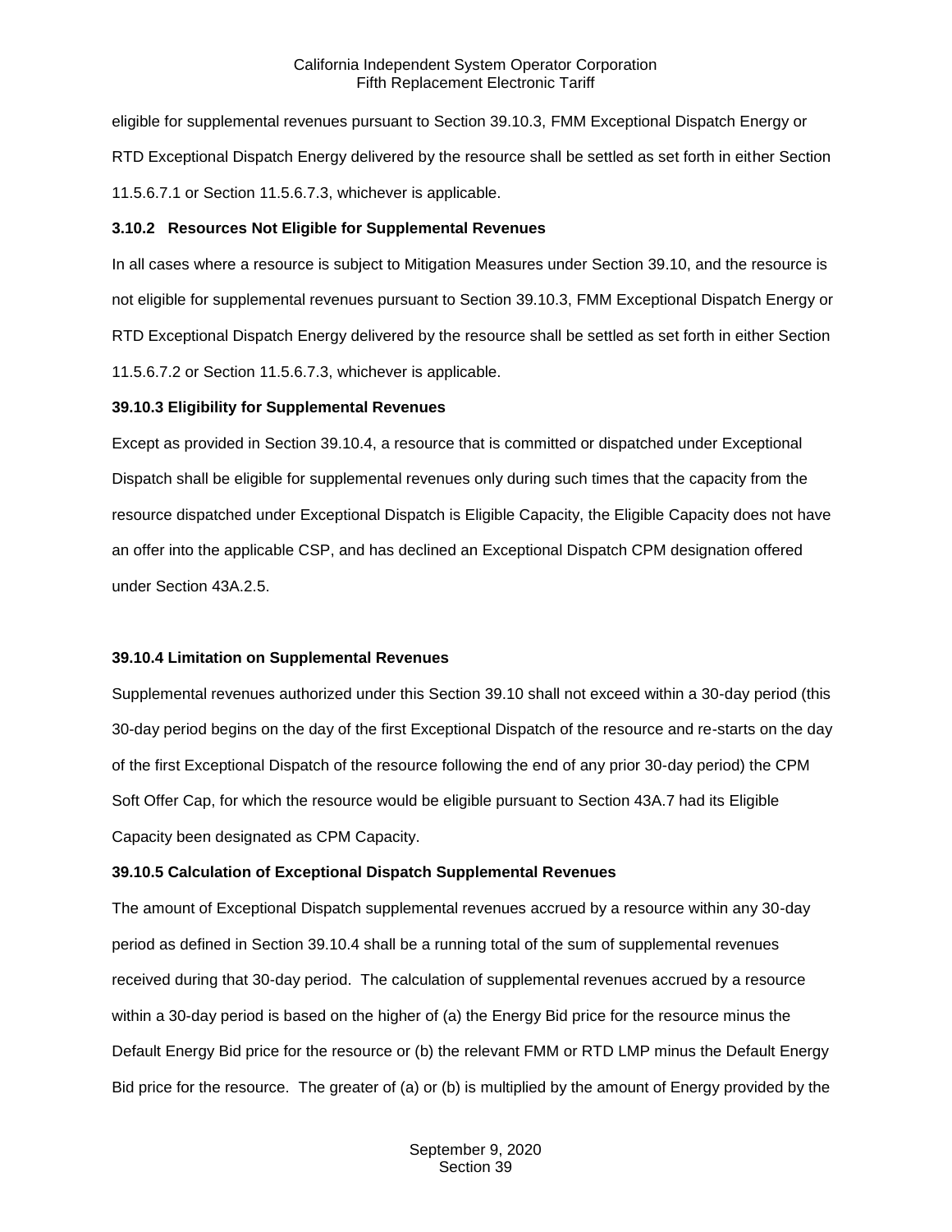eligible for supplemental revenues pursuant to Section 39.10.3, FMM Exceptional Dispatch Energy or RTD Exceptional Dispatch Energy delivered by the resource shall be settled as set forth in either Section 11.5.6.7.1 or Section 11.5.6.7.3, whichever is applicable.

**3.10.2 Resources Not Eligible for Supplemental Revenues**

In all cases where a resource is subject to Mitigation Measures under Section 39.10, and the resource is not eligible for supplemental revenues pursuant to Section 39.10.3, FMM Exceptional Dispatch Energy or RTD Exceptional Dispatch Energy delivered by the resource shall be settled as set forth in either Section 11.5.6.7.2 or Section 11.5.6.7.3, whichever is applicable.

**39.10.3 Eligibility for Supplemental Revenues**

Except as provided in Section 39.10.4, a resource that is committed or dispatched under Exceptional Dispatch shall be eligible for supplemental revenues only during such times that the capacity from the resource dispatched under Exceptional Dispatch is Eligible Capacity, the Eligible Capacity does not have an offer into the applicable CSP, and has declined an Exceptional Dispatch CPM designation offered under Section 43A.2.5.

**39.10.4 Limitation on Supplemental Revenues**

Supplemental revenues authorized under this Section 39.10 shall not exceed within a 30-day period (this 30-day period begins on the day of the first Exceptional Dispatch of the resource and re-starts on the day of the first Exceptional Dispatch of the resource following the end of any prior 30-day period) the CPM Soft Offer Cap, for which the resource would be eligible pursuant to Section 43A.7 had its Eligible Capacity been designated as CPM Capacity.

**39.10.5 Calculation of Exceptional Dispatch Supplemental Revenues**

The amount of Exceptional Dispatch supplemental revenues accrued by a resource within any 30-day period as defined in Section 39.10.4 shall be a running total of the sum of supplemental revenues received during that 30-day period. The calculation of supplemental revenues accrued by a resource within a 30-day period is based on the higher of (a) the Energy Bid price for the resource minus the Default Energy Bid price for the resource or (b) the relevant FMM or RTD LMP minus the Default Energy Bid price for the resource. The greater of (a) or (b) is multiplied by the amount of Energy provided by the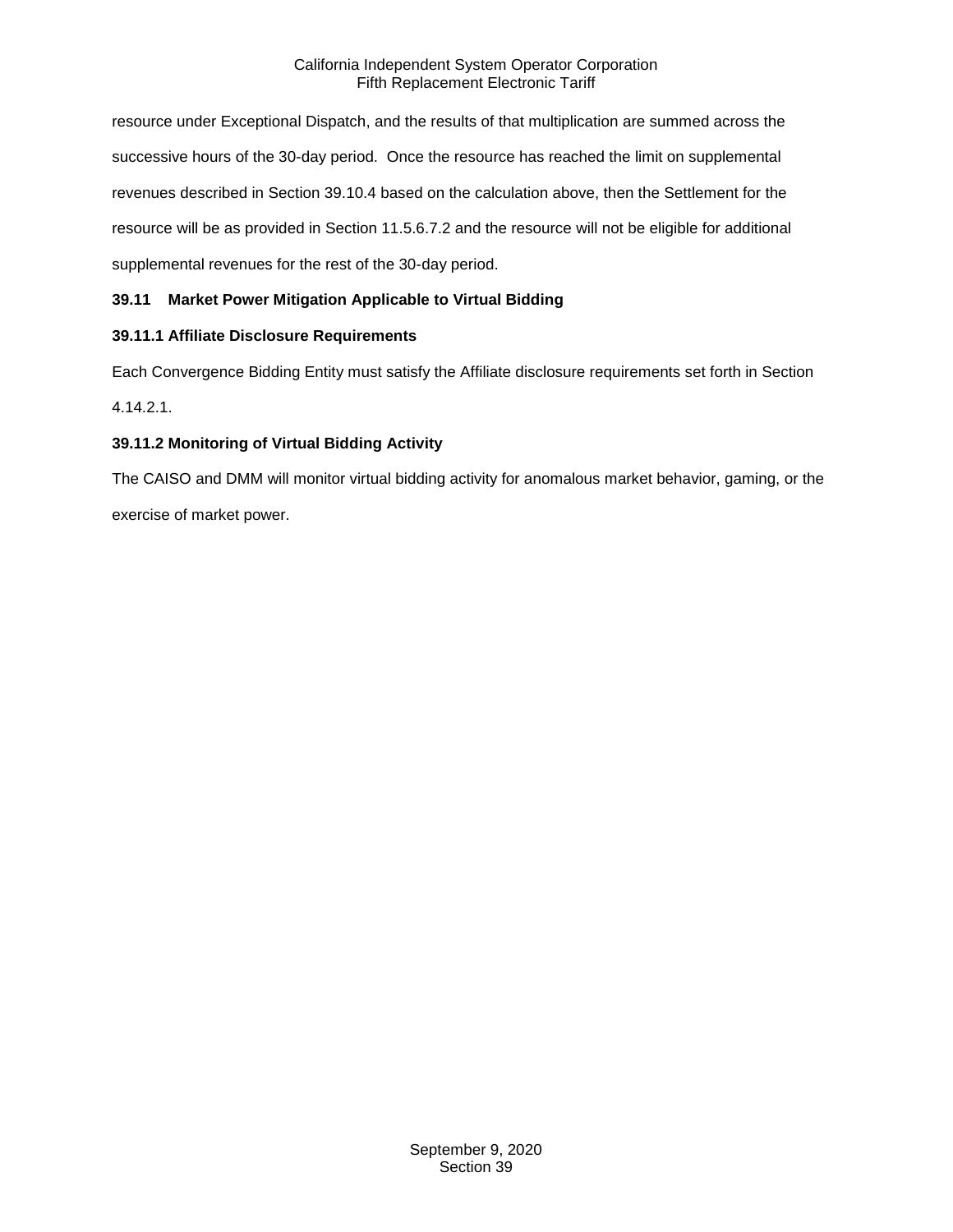resource under Exceptional Dispatch, and the results of that multiplication are summed across the successive hours of the 30-day period.  Once the resource has reached the limit on supplemental revenues described in Section 39.10.4 based on the calculation above, then the Settlement for the resource will be as provided in Section 11.5.6.7.2 and the resource will not be eligible for additional supplemental revenues for the rest of the 30-day period.

### 39.11 Market Power Mitigation Applicable to Virtual Bidding

#### 39.11.1 Affiliate Disclosure Requirements

Each Convergence Bidding Entity must satisfy the Affiliate disclosure requirements set forth in Section 4.14.2.1.

#### 39.11.2 Monitoring of Virtual Bidding Activity

The CAISO and DMM will monitor virtual bidding activity for anomalous market behavior, gaming, or the exercise of market power.